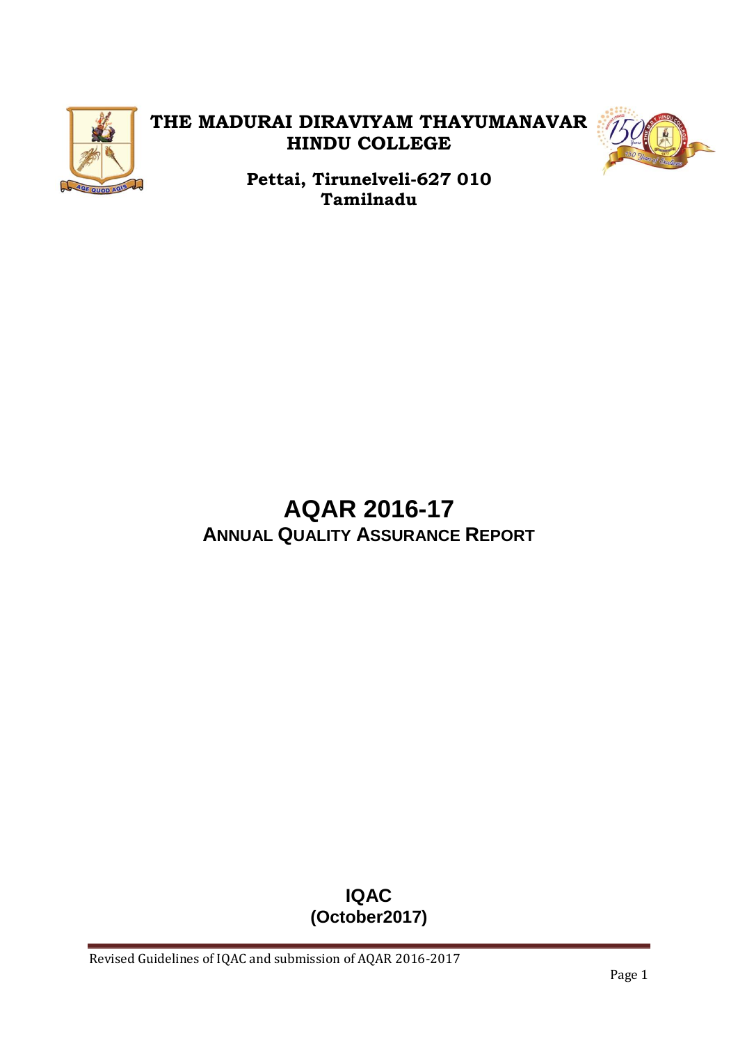# THE MADURAI DIRAVIYAM THAYUMANAVAR HINDU COLLEGE

**Pettai, Tirunelveli-627 010**
**Tamilnadu**

# AQAR 2016-17

## ANNUAL QUALITY ASSURANCE REPORT

**IQAC**
**(October2017)**

Revised Guidelines of IQAC and submission of AQAR 2016-2017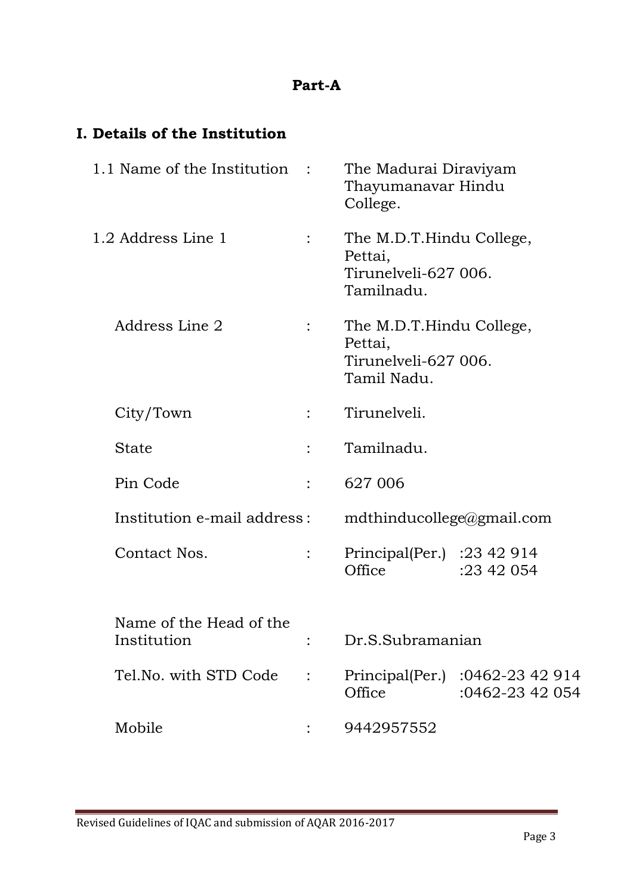# Part-A

## I. Details of the Institution

| | | |
|---|---|---|
| 1.1 Name of the Institution | : | The Madurai Diraviyam Thayumanavar Hindu College. |
| 1.2 Address Line 1 | : | The M.D.T.Hindu College, Pettai, Tirunelveli-627 006. Tamilnadu. |
| Address Line 2 | : | The M.D.T.Hindu College, Pettai, Tirunelveli-627 006. Tamil Nadu. |
| City/Town | : | Tirunelveli. |
| State | : | Tamilnadu. |
| Pin Code | : | 627 006 |
| Institution e-mail address | : | mdthinducollege@gmail.com |
| Contact Nos. | : | Principal(Per.) :23 42 914<br>Office :23 42 054 |
| Name of the Head of the Institution | : | Dr.S.Subramanian |
| Tel.No. with STD Code | : | Principal(Per.) :0462-23 42 914<br>Office :0462-23 42 054 |
| Mobile | : | 9442957552 |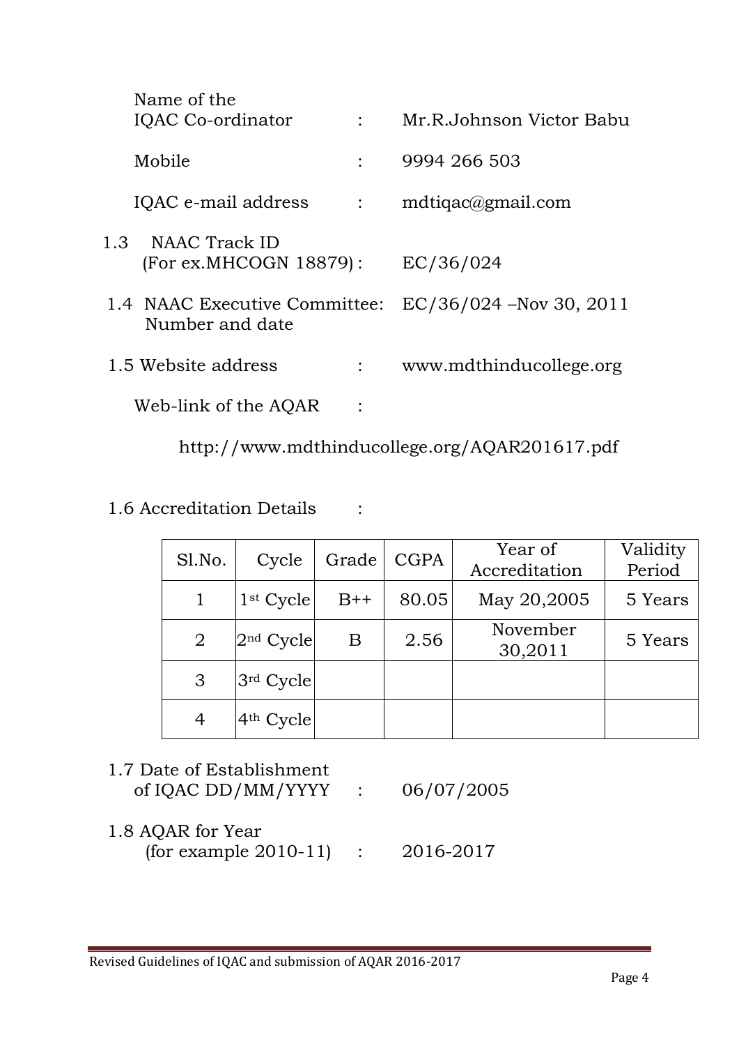Name of the IQAC Co-ordinator : Mr.R.Johnson Victor Babu

Mobile : 9994 266 503

IQAC e-mail address : mdtiqac@gmail.com

1.3 NAAC Track ID (For ex.MHCOGN 18879) : EC/36/024

1.4 NAAC Executive Committee: Number and date EC/36/024 –Nov 30, 2011

1.5 Website address : www.mdthinducollege.org

Web-link of the AQAR :

http://www.mdthinducollege.org/AQAR201617.pdf

1.6 Accreditation Details :

| Sl.No. | Cycle | Grade | CGPA | Year of Accreditation | Validity Period |
|---|---|---|---|---|---|
| 1 | 1st Cycle | B++ | 80.05 | May 20,2005 | 5 Years |
| 2 | 2nd Cycle | B | 2.56 | November 30,2011 | 5 Years |
| 3 | 3rd Cycle | | | | |
| 4 | 4th Cycle | | | | |

1.7 Date of Establishment of IQAC DD/MM/YYYY : 06/07/2005

1.8 AQAR for Year (for example 2010-11) : 2016-2017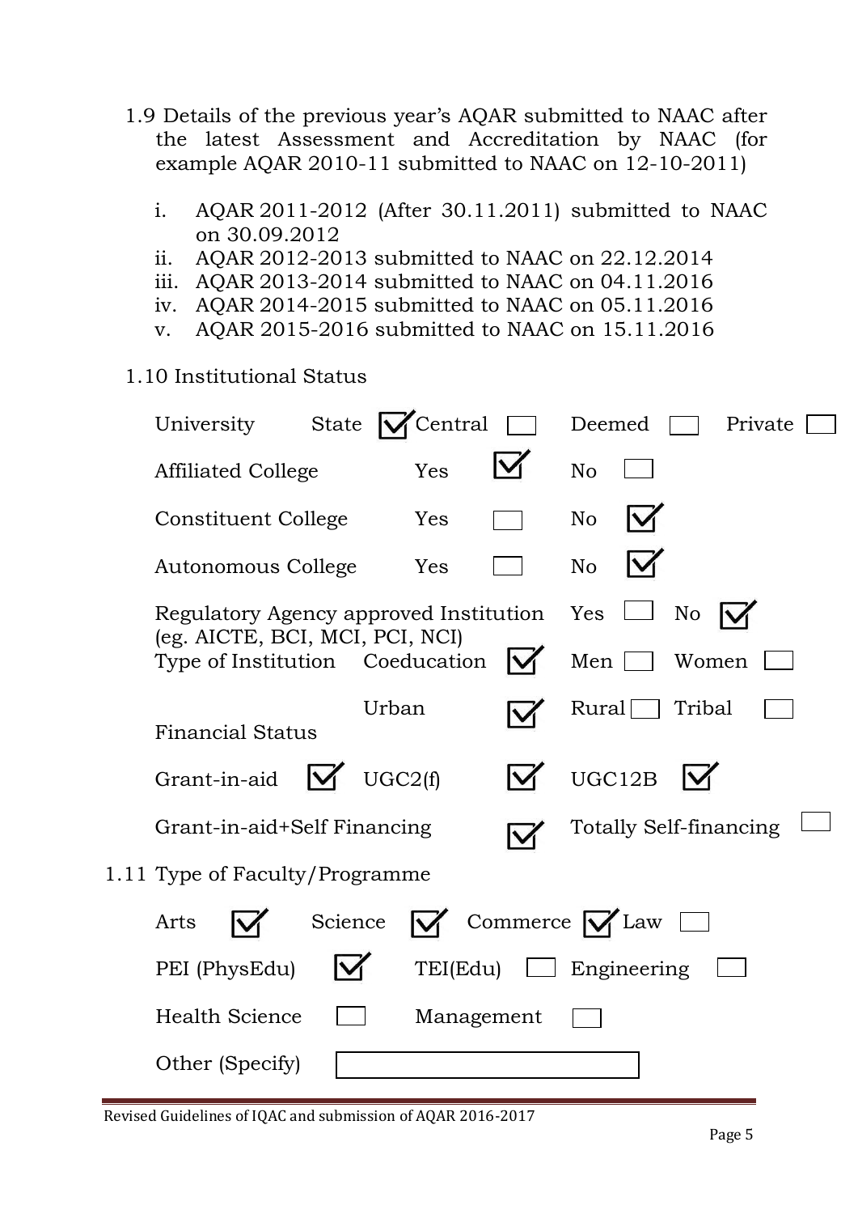1.9 Details of the previous year's AQAR submitted to NAAC after the latest Assessment and Accreditation by NAAC (for example AQAR 2010-11 submitted to NAAC on 12-10-2011)

i. AQAR 2011-2012 (After 30.11.2011) submitted to NAAC on 30.09.2012
ii. AQAR 2012-2013 submitted to NAAC on 22.12.2014
iii. AQAR 2013-2014 submitted to NAAC on 04.11.2016
iv. AQAR 2014-2015 submitted to NAAC on 05.11.2016
v. AQAR 2015-2016 submitted to NAAC on 15.11.2016

1.10 Institutional Status

University: State ☑ Central ☐ Deemed ☐ Private ☐

Affiliated College: Yes ☑ No ☐

Constituent College: Yes ☐ No ☑

Autonomous College: Yes ☐ No ☑

Regulatory Agency approved Institution (eg. AICTE, BCI, MCI, PCI, NCI): Yes ☐ No ☑

Type of Institution: Coeducation ☑ Men ☐ Women ☐

Urban ☑ Rural ☐ Tribal ☐

Financial Status

Grant-in-aid ☑ UGC2(f) ☑ UGC12B ☑

Grant-in-aid+Self Financing ☑ Totally Self-financing ☐

1.11 Type of Faculty/Programme

Arts ☑ Science ☑ Commerce ☑ Law ☐

PEI (PhysEdu) ☑ TEI(Edu) ☐ Engineering ☐

Health Science ☐ Management ☐

Other (Specify) ☐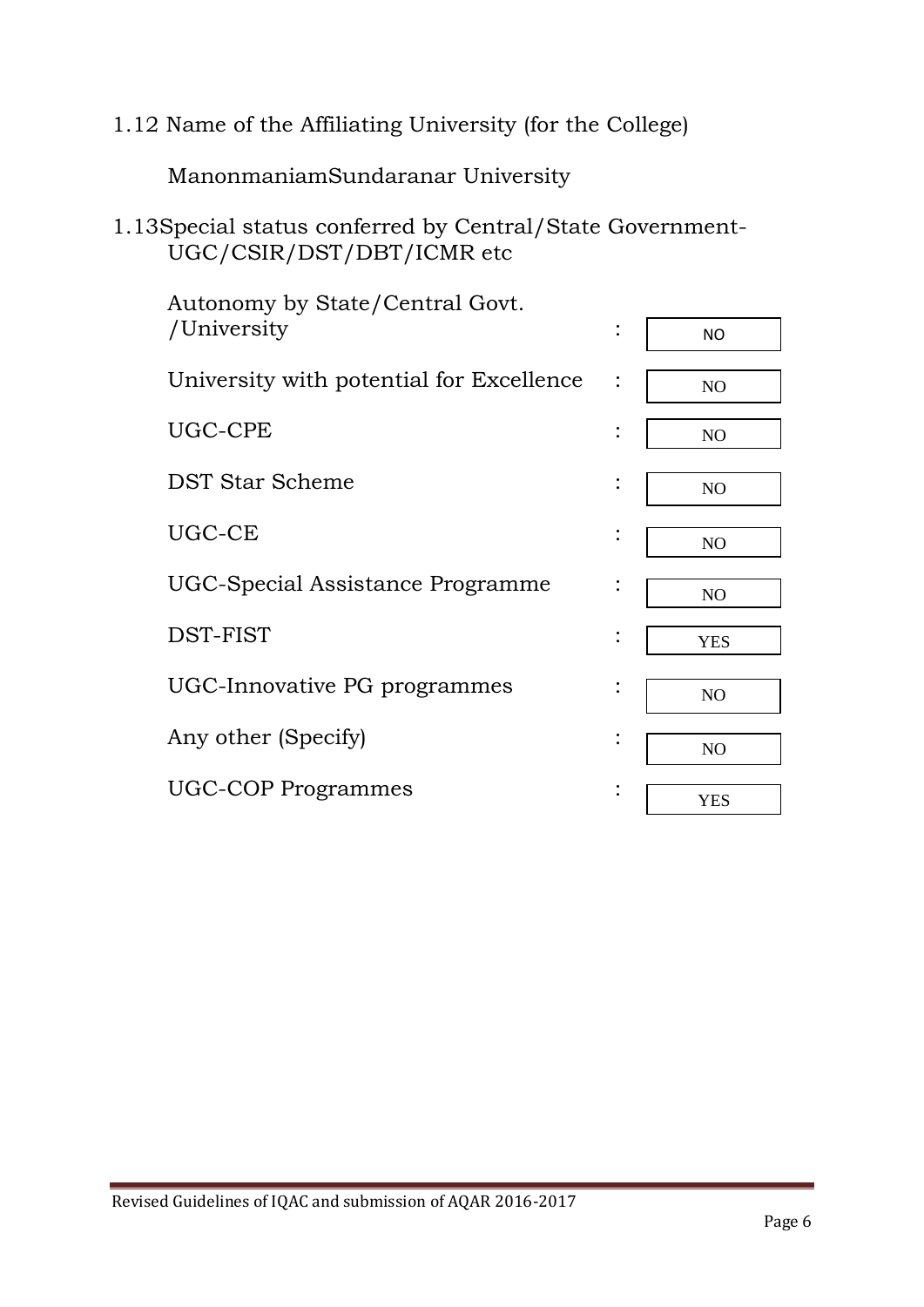1.12 Name of the Affiliating University (for the College)

ManonmaniamSundaranar University

1.13Special status conferred by Central/State Government- UGC/CSIR/DST/DBT/ICMR etc

| | | |
|---|---|---|
| Autonomy by State/Central Govt. /University | : | NO |
| University with potential for Excellence | : | NO |
| UGC-CPE | : | NO |
| DST Star Scheme | : | NO |
| UGC-CE | : | NO |
| UGC-Special Assistance Programme | : | NO |
| DST-FIST | : | YES |
| UGC-Innovative PG programmes | : | NO |
| Any other (Specify) | : | NO |
| UGC-COP Programmes | : | YES |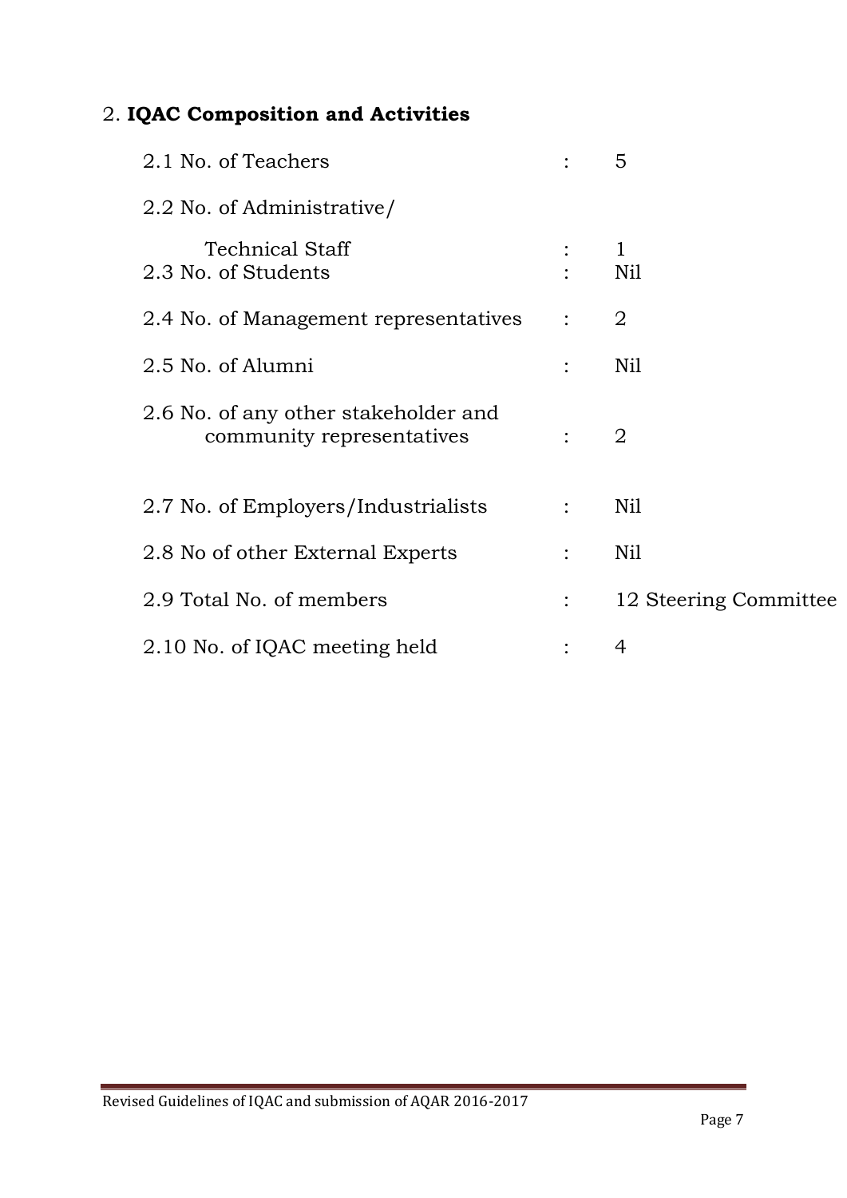## 2. **IQAC Composition and Activities**

| | | |
|---|---|---|
| 2.1 No. of Teachers | : | 5 |
| 2.2 No. of Administrative/ Technical Staff | : | 1 |
| 2.3 No. of Students | : | Nil |
| 2.4 No. of Management representatives | : | 2 |
| 2.5 No. of Alumni | : | Nil |
| 2.6 No. of any other stakeholder and community representatives | : | 2 |
| 2.7 No. of Employers/Industrialists | : | Nil |
| 2.8 No of other External Experts | : | Nil |
| 2.9 Total No. of members | : | 12 Steering Committee |
| 2.10 No. of IQAC meeting held | : | 4 |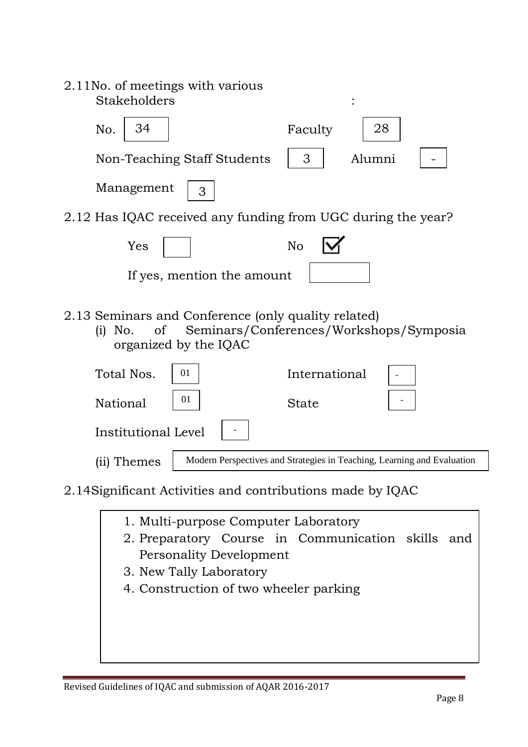2.11 No. of meetings with various Stakeholders :

No. 34 &nbsp;&nbsp;&nbsp; Faculty 28

Non-Teaching Staff Students 3 &nbsp;&nbsp;&nbsp; Alumni -

Management 3

2.12 Has IQAC received any funding from UGC during the year?

Yes ☐ &nbsp;&nbsp;&nbsp; No ☑

If yes, mention the amount

2.13 Seminars and Conference (only quality related)

(i) No. of Seminars/Conferences/Workshops/Symposia organized by the IQAC

Total Nos. 01 &nbsp;&nbsp;&nbsp; International -

National 01 &nbsp;&nbsp;&nbsp; State -

Institutional Level -

(ii) Themes: Modern Perspectives and Strategies in Teaching, Learning and Evaluation

2.14 Significant Activities and contributions made by IQAC

1. Multi-purpose Computer Laboratory
2. Preparatory Course in Communication skills and Personality Development
3. New Tally Laboratory
4. Construction of two wheeler parking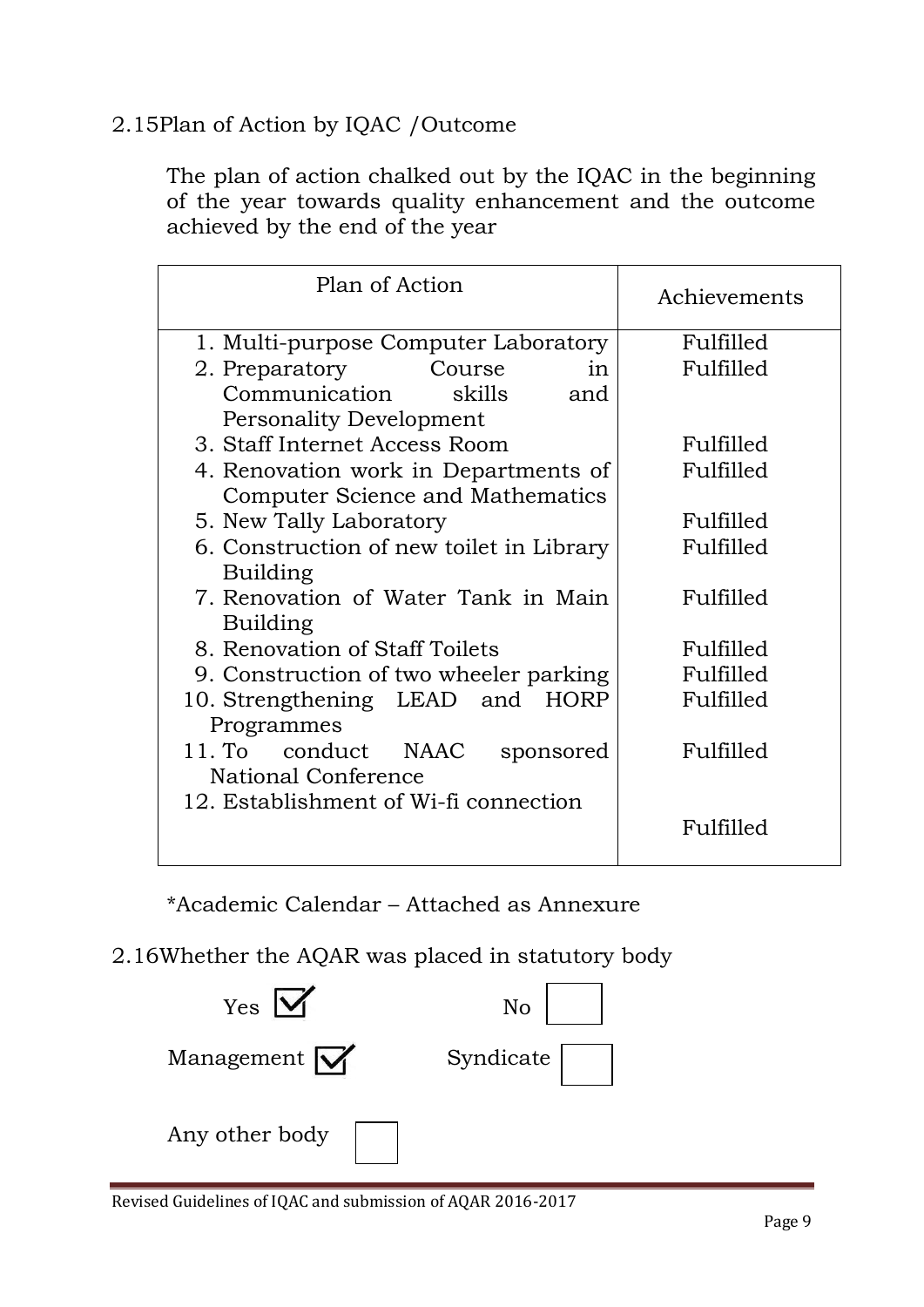2.15 Plan of Action by IQAC /Outcome

The plan of action chalked out by the IQAC in the beginning of the year towards quality enhancement and the outcome achieved by the end of the year

| Plan of Action | Achievements |
|---|---|
| 1. Multi-purpose Computer Laboratory | Fulfilled |
| 2. Preparatory Course in Communication skills and Personality Development | Fulfilled |
| 3. Staff Internet Access Room | Fulfilled |
| 4. Renovation work in Departments of Computer Science and Mathematics | Fulfilled |
| 5. New Tally Laboratory | Fulfilled |
| 6. Construction of new toilet in Library Building | Fulfilled |
| 7. Renovation of Water Tank in Main Building | Fulfilled |
| 8. Renovation of Staff Toilets | Fulfilled |
| 9. Construction of two wheeler parking | Fulfilled |
| 10. Strengthening LEAD and HORP Programmes | Fulfilled |
| 11. To conduct NAAC sponsored National Conference | Fulfilled |
| 12. Establishment of Wi-fi connection | Fulfilled |

*Academic Calendar – Attached as Annexure

2.16 Whether the AQAR was placed in statutory body

Yes ☑ No ☐

Management ☑ Syndicate ☐

Any other body ☐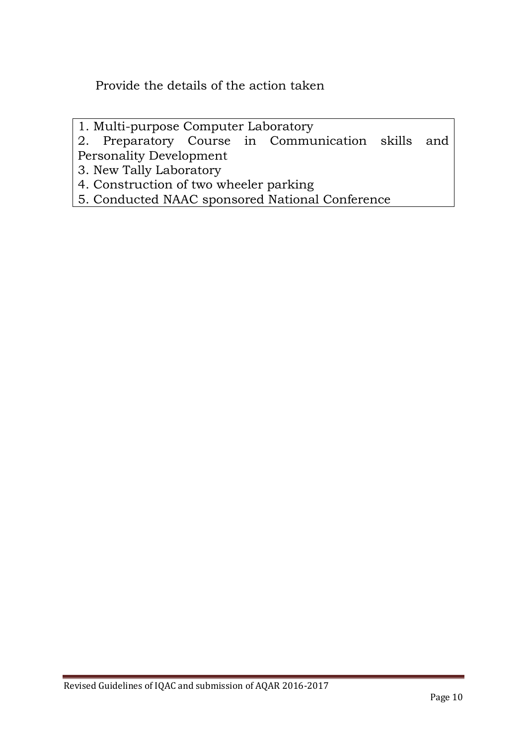Provide the details of the action taken

1. Multi-purpose Computer Laboratory
2. Preparatory Course in Communication skills and Personality Development
3. New Tally Laboratory
4. Construction of two wheeler parking
5. Conducted NAAC sponsored National Conference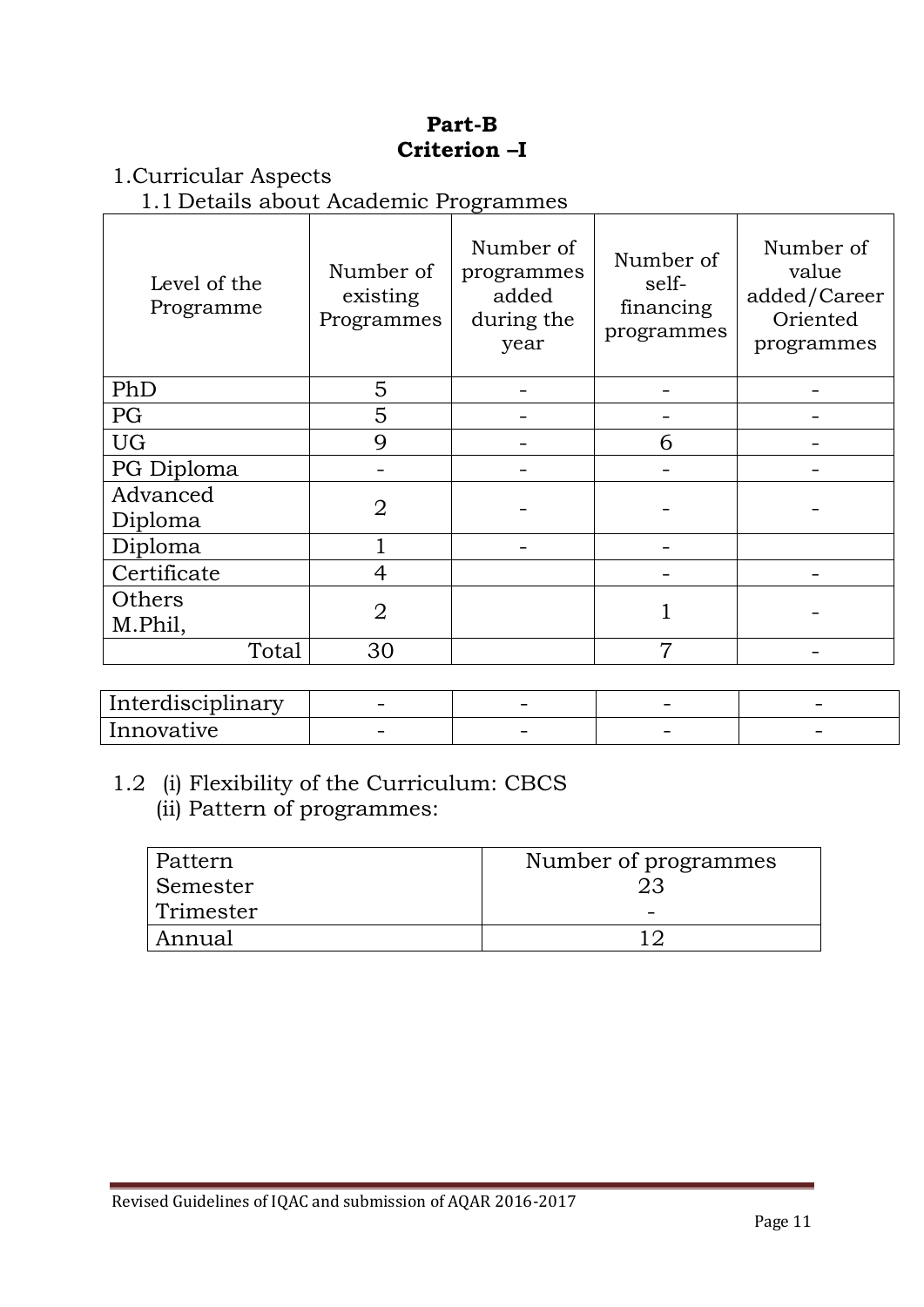# Part-B
## Criterion –I

1.Curricular Aspects

1.1 Details about Academic Programmes

| Level of the Programme | Number of existing Programmes | Number of programmes added during the year | Number of self-financing programmes | Number of value added/Career Oriented programmes |
|---|---|---|---|---|
| PhD | 5 | - | - | - |
| PG | 5 | - | - | - |
| UG | 9 | - | 6 | - |
| PG Diploma | - | - | - | - |
| Advanced Diploma | 2 | - | - | - |
| Diploma | 1 | - | - | |
| Certificate | 4 | | - | - |
| Others M.Phil, | 2 | | 1 | - |
| Total | 30 | | 7 | - |
| Interdisciplinary | - | - | - | - |
| Innovative | - | - | - | - |

1.2 (i) Flexibility of the Curriculum: CBCS

(ii) Pattern of programmes:

| Pattern | Number of programmes |
|---|---|
| Semester | 23 |
| Trimester | - |
| Annual | 12 |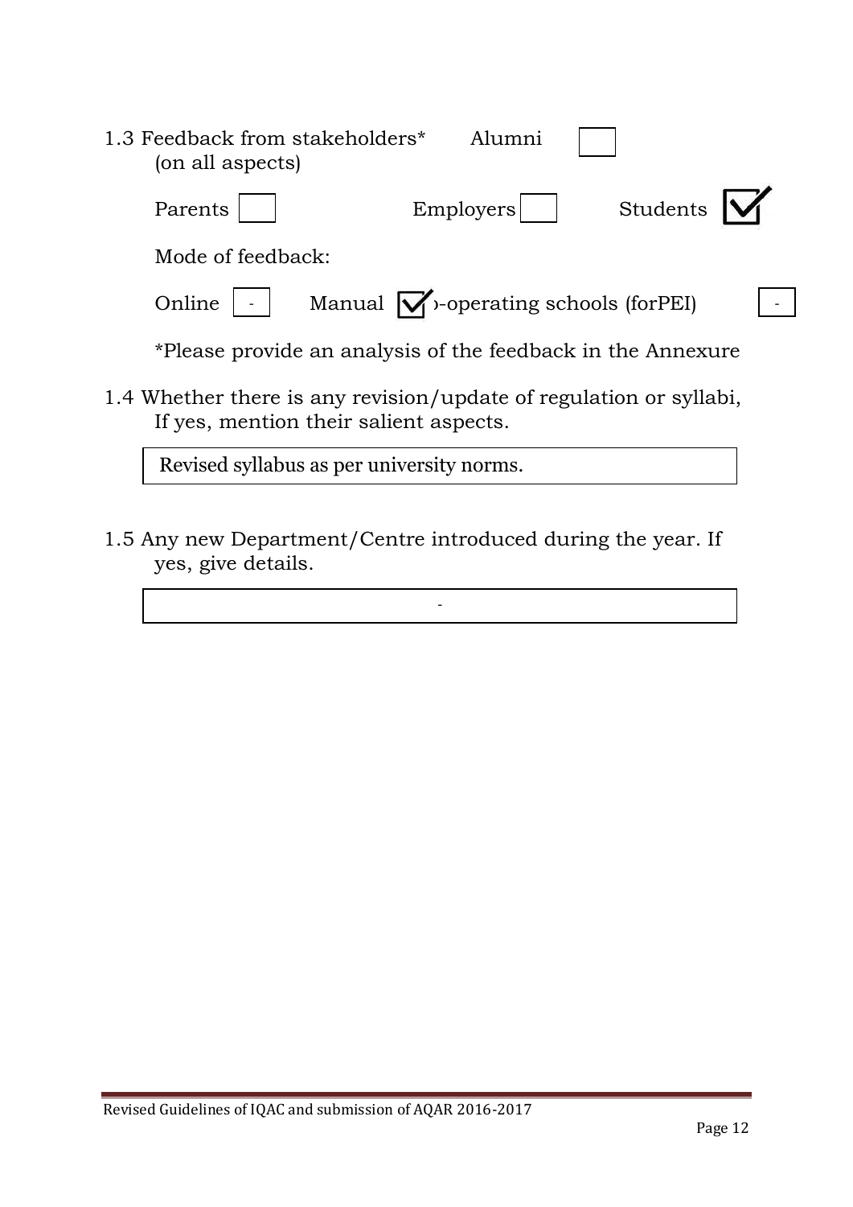1.3 Feedback from stakeholders* (on all aspects)

Alumni [ ]

Parents [ ] Employers [ ] Students [✓]

Mode of feedback:

Online [ - ] Manual [✓] Co-operating schools (forPEI) [ - ]

*Please provide an analysis of the feedback in the Annexure

1.4 Whether there is any revision/update of regulation or syllabi, If yes, mention their salient aspects.

| Revised syllabus as per university norms. |
|---|

1.5 Any new Department/Centre introduced during the year. If yes, give details.

| - |
|---|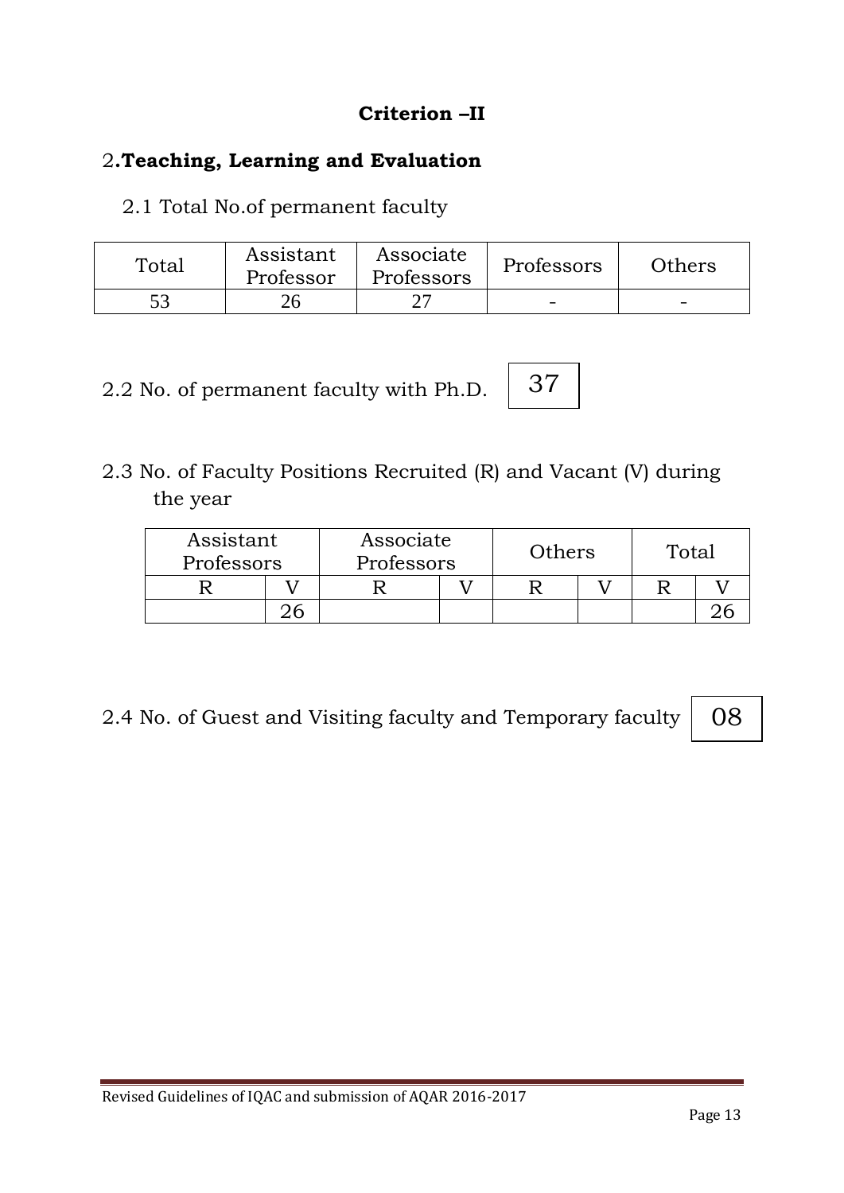# Criterion –II

## 2.Teaching, Learning and Evaluation

2.1 Total No.of permanent faculty

| Total | Assistant Professor | Associate Professors | Professors | Others |
|---|---|---|---|---|
| 53 | 26 | 27 | - | - |

2.2 No. of permanent faculty with Ph.D. 37

2.3 No. of Faculty Positions Recruited (R) and Vacant (V) during the year

| Assistant Professors | | Associate Professors | | Others | | Total | |
|---|---|---|---|---|---|---|---|
| R | V | R | V | R | V | R | V |
| | 26 | | | | | | 26 |

2.4 No. of Guest and Visiting faculty and Temporary faculty 08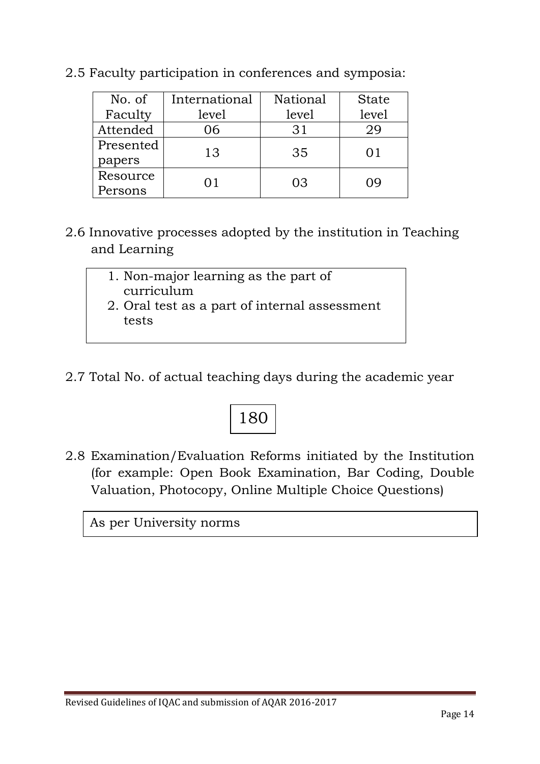2.5 Faculty participation in conferences and symposia:

| No. of Faculty | International level | National level | State level |
|---|---|---|---|
| Attended | 06 | 31 | 29 |
| Presented papers | 13 | 35 | 01 |
| Resource Persons | 01 | 03 | 09 |

2.6 Innovative processes adopted by the institution in Teaching and Learning

1. Non-major learning as the part of curriculum
2. Oral test as a part of internal assessment tests

2.7 Total No. of actual teaching days during the academic year

180

2.8 Examination/Evaluation Reforms initiated by the Institution (for example: Open Book Examination, Bar Coding, Double Valuation, Photocopy, Online Multiple Choice Questions)

As per University norms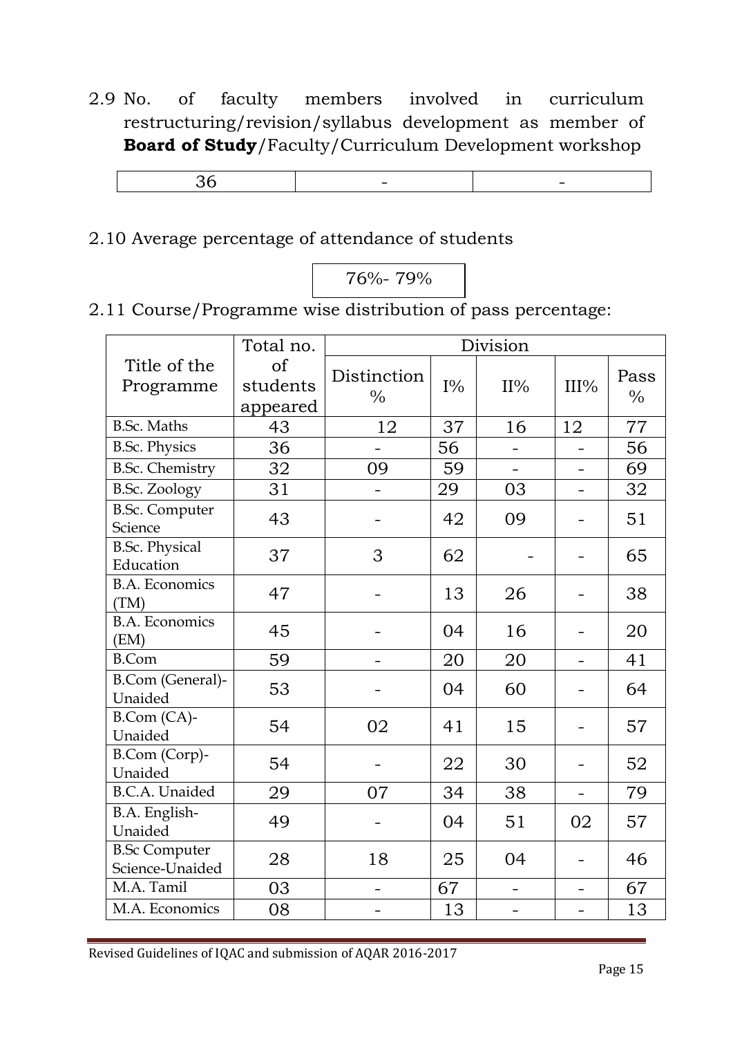2.9 No. of faculty members involved in curriculum restructuring/revision/syllabus development as member of **Board of Study**/Faculty/Curriculum Development workshop

| 36 | - | - |
|---|---|---|

2.10 Average percentage of attendance of students

| 76%- 79% |
|---|

2.11 Course/Programme wise distribution of pass percentage:

| Title of the Programme | Total no. of students appeared | Division | | | | |
|---|---|---|---|---|---|---|
| | | Distinction % | I% | II% | III% | Pass % |
| B.Sc. Maths | 43 | 12 | 37 | 16 | 12 | 77 |
| B.Sc. Physics | 36 | - | 56 | - | - | 56 |
| B.Sc. Chemistry | 32 | 09 | 59 | - | - | 69 |
| B.Sc. Zoology | 31 | - | 29 | 03 | - | 32 |
| B.Sc. Computer Science | 43 | - | 42 | 09 | - | 51 |
| B.Sc. Physical Education | 37 | 3 | 62 | - | - | 65 |
| B.A. Economics (TM) | 47 | - | 13 | 26 | - | 38 |
| B.A. Economics (EM) | 45 | - | 04 | 16 | - | 20 |
| B.Com | 59 | - | 20 | 20 | - | 41 |
| B.Com (General)-Unaided | 53 | - | 04 | 60 | - | 64 |
| B.Com (CA)-Unaided | 54 | 02 | 41 | 15 | - | 57 |
| B.Com (Corp)-Unaided | 54 | - | 22 | 30 | - | 52 |
| B.C.A. Unaided | 29 | 07 | 34 | 38 | - | 79 |
| B.A. English-Unaided | 49 | - | 04 | 51 | 02 | 57 |
| B.Sc Computer Science-Unaided | 28 | 18 | 25 | 04 | - | 46 |
| M.A. Tamil | 03 | - | 67 | - | - | 67 |
| M.A. Economics | 08 | - | 13 | - | - | 13 |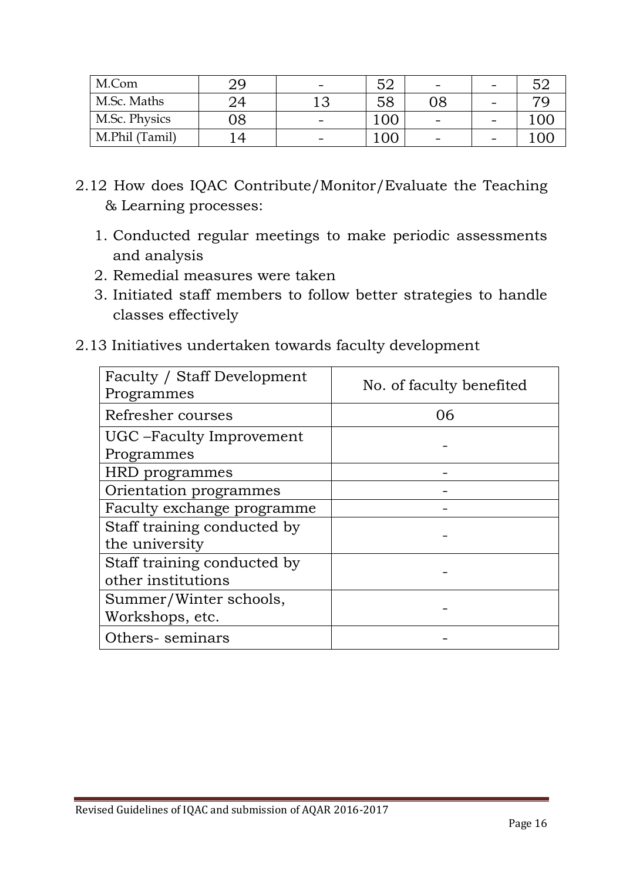| M.Com | 29 | - | 52 | - | - | 52 |
|---|---|---|---|---|---|---|
| M.Sc. Maths | 24 | 13 | 58 | 08 | - | 79 |
| M.Sc. Physics | 08 | - | 100 | - | - | 100 |
| M.Phil (Tamil) | 14 | - | 100 | - | - | 100 |

2.12 How does IQAC Contribute/Monitor/Evaluate the Teaching & Learning processes:

1. Conducted regular meetings to make periodic assessments and analysis
2. Remedial measures were taken
3. Initiated staff members to follow better strategies to handle classes effectively

2.13 Initiatives undertaken towards faculty development

| Faculty / Staff Development Programmes | No. of faculty benefited |
|---|---|
| Refresher courses | 06 |
| UGC –Faculty Improvement Programmes | - |
| HRD programmes | - |
| Orientation programmes | - |
| Faculty exchange programme | - |
| Staff training conducted by the university | - |
| Staff training conducted by other institutions | - |
| Summer/Winter schools, Workshops, etc. | - |
| Others- seminars | - |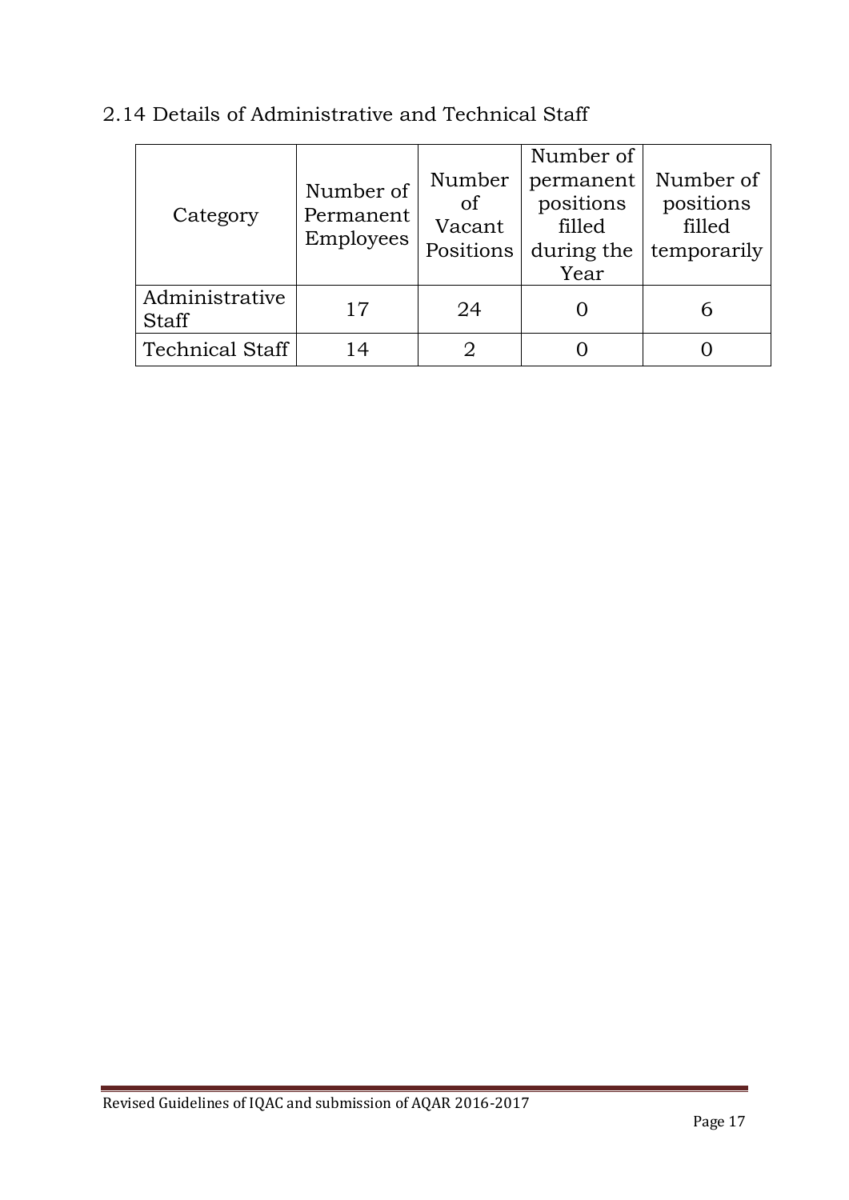## 2.14 Details of Administrative and Technical Staff

| Category | Number of Permanent Employees | Number of Vacant Positions | Number of permanent positions filled during the Year | Number of positions filled temporarily |
|---|---|---|---|---|
| Administrative Staff | 17 | 24 | 0 | 6 |
| Technical Staff | 14 | 2 | 0 | 0 |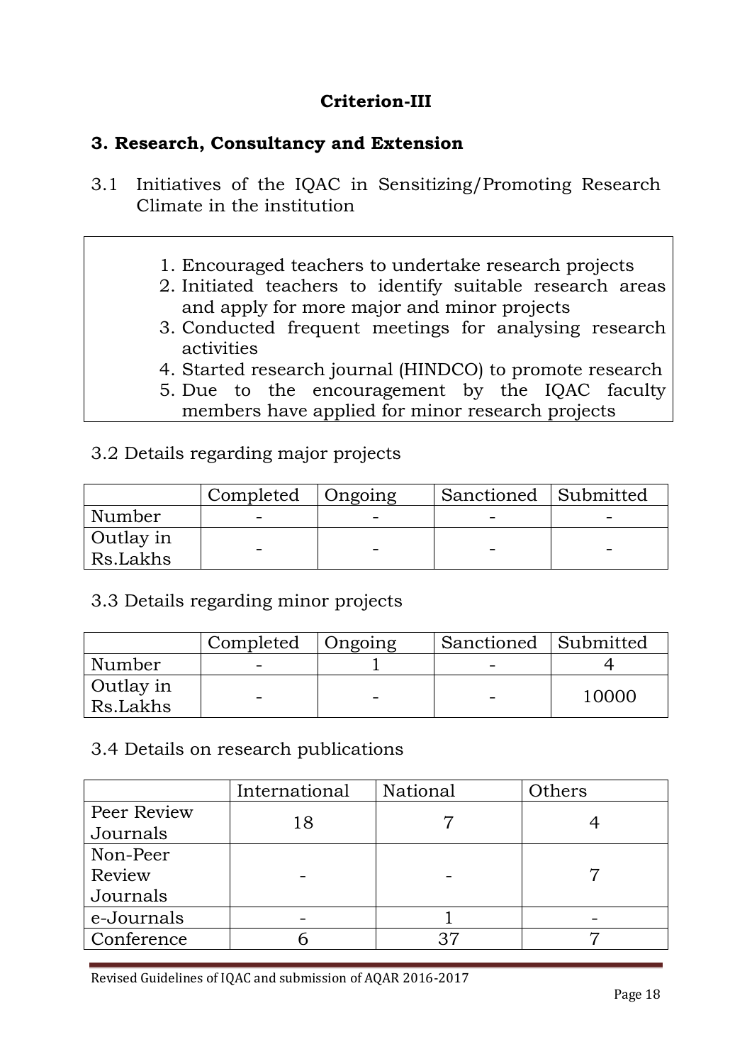## Criterion-III

### 3. Research, Consultancy and Extension

3.1 Initiatives of the IQAC in Sensitizing/Promoting Research Climate in the institution

1. Encouraged teachers to undertake research projects
2. Initiated teachers to identify suitable research areas and apply for more major and minor projects
3. Conducted frequent meetings for analysing research activities
4. Started research journal (HINDCO) to promote research
5. Due to the encouragement by the IQAC faculty members have applied for minor research projects

3.2 Details regarding major projects

| | Completed | Ongoing | Sanctioned | Submitted |
|---|---|---|---|---|
| Number | - | - | - | - |
| Outlay in Rs.Lakhs | - | - | - | - |

3.3 Details regarding minor projects

| | Completed | Ongoing | Sanctioned | Submitted |
|---|---|---|---|---|
| Number | - | 1 | - | 4 |
| Outlay in Rs.Lakhs | - | - | - | 10000 |

3.4 Details on research publications

| | International | National | Others |
|---|---|---|---|
| Peer Review Journals | 18 | 7 | 4 |
| Non-Peer Review Journals | - | - | 7 |
| e-Journals | - | 1 | - |
| Conference | 6 | 37 | 7 |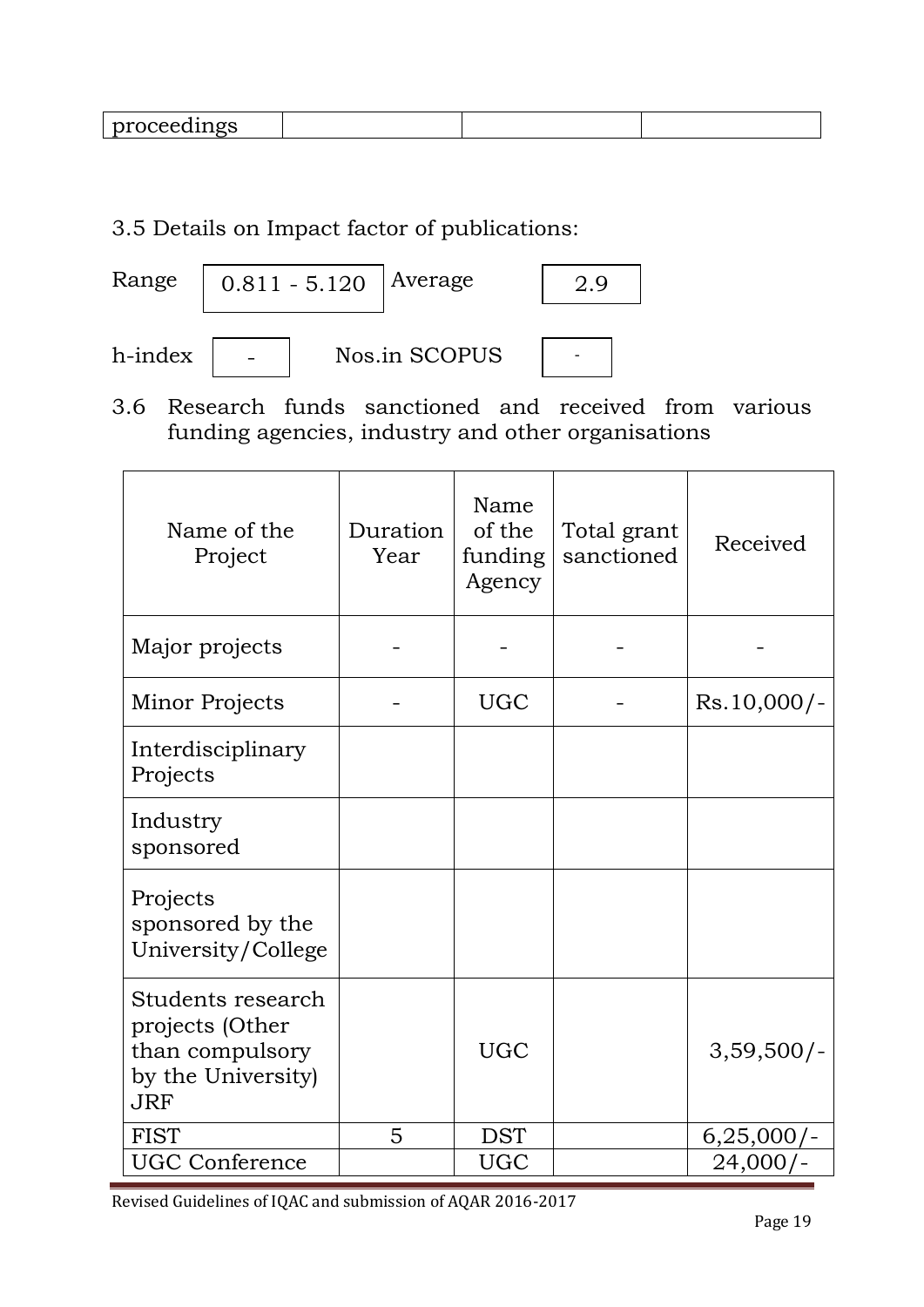| proceedings | | | |
|---|---|---|---|

3.5 Details on Impact factor of publications:

Range 0.811 - 5.120 Average 2.9

h-index - Nos.in SCOPUS -

3.6 Research funds sanctioned and received from various funding agencies, industry and other organisations

| Name of the Project | Duration Year | Name of the funding Agency | Total grant sanctioned | Received |
|---|---|---|---|---|
| Major projects | - | - | - | - |
| Minor Projects | - | UGC | - | Rs.10,000/- |
| Interdisciplinary Projects | | | | |
| Industry sponsored | | | | |
| Projects sponsored by the University/College | | | | |
| Students research projects (Other than compulsory by the University) JRF | | UGC | | 3,59,500/- |
| FIST | 5 | DST | | 6,25,000/- |
| UGC Conference | | UGC | | 24,000/- |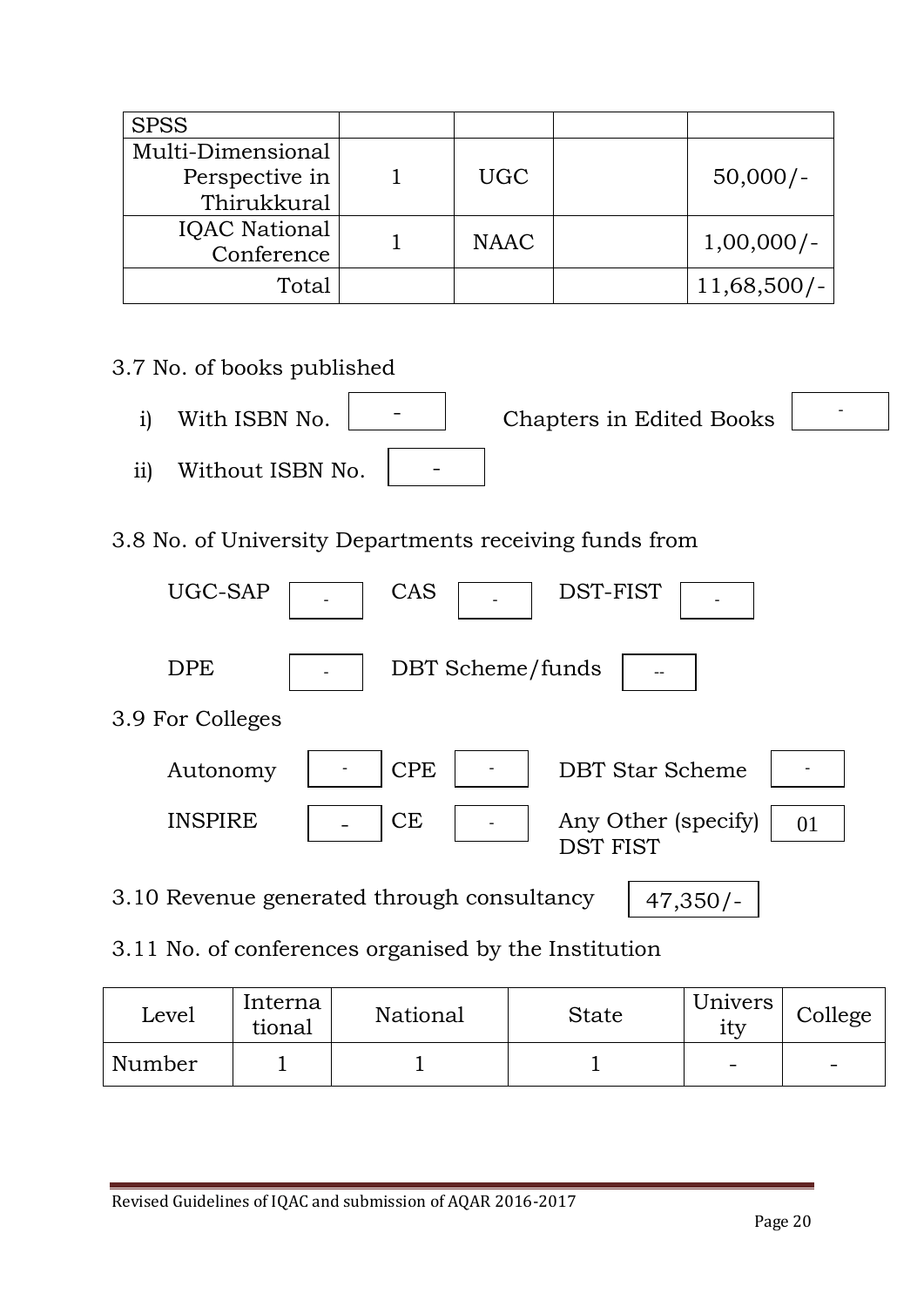| SPSS | | | | |
|---|---|---|---|---|
| Multi-Dimensional Perspective in Thirukkural | 1 | UGC | | 50,000/- |
| IQAC National Conference | 1 | NAAC | | 1,00,000/- |
| Total | | | | 11,68,500/- |

3.7 No. of books published

i) With ISBN No. - Chapters in Edited Books -

ii) Without ISBN No. -

3.8 No. of University Departments receiving funds from

UGC-SAP - CAS - DST-FIST -

DPE - DBT Scheme/funds --

3.9 For Colleges

Autonomy - CPE - DBT Star Scheme -

INSPIRE - CE - Any Other (specify) DST FIST 01

3.10 Revenue generated through consultancy 47,350/-

3.11 No. of conferences organised by the Institution

| Level | International | National | State | University | College |
|---|---|---|---|---|---|
| Number | 1 | 1 | 1 | - | - |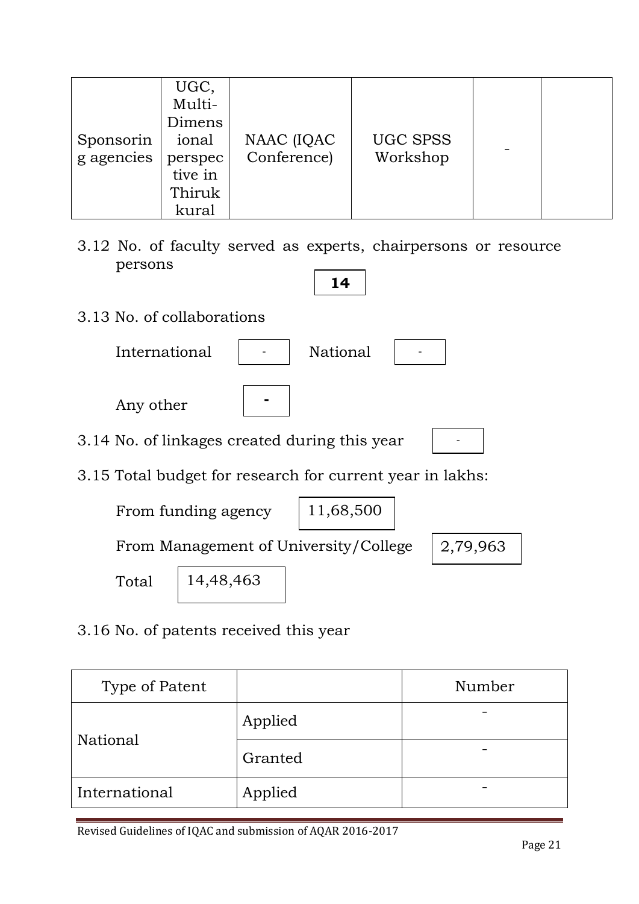| Sponsoring agencies | UGC, Multi-Dimensional perspective in Thirukkural | NAAC (IQAC Conference) | UGC SPSS Workshop | - | |
|---|---|---|---|---|---|

3.12 No. of faculty served as experts, chairpersons or resource persons **14**

3.13 No. of collaborations

International - National -

Any other -

3.14 No. of linkages created during this year -

3.15 Total budget for research for current year in lakhs:

From funding agency 11,68,500

From Management of University/College 2,79,963

Total 14,48,463

3.16 No. of patents received this year

| Type of Patent | | Number |
|---|---|---|
| National | Applied | - |
| | Granted | - |
| International | Applied | - |

Revised Guidelines of IQAC and submission of AQAR 2016-2017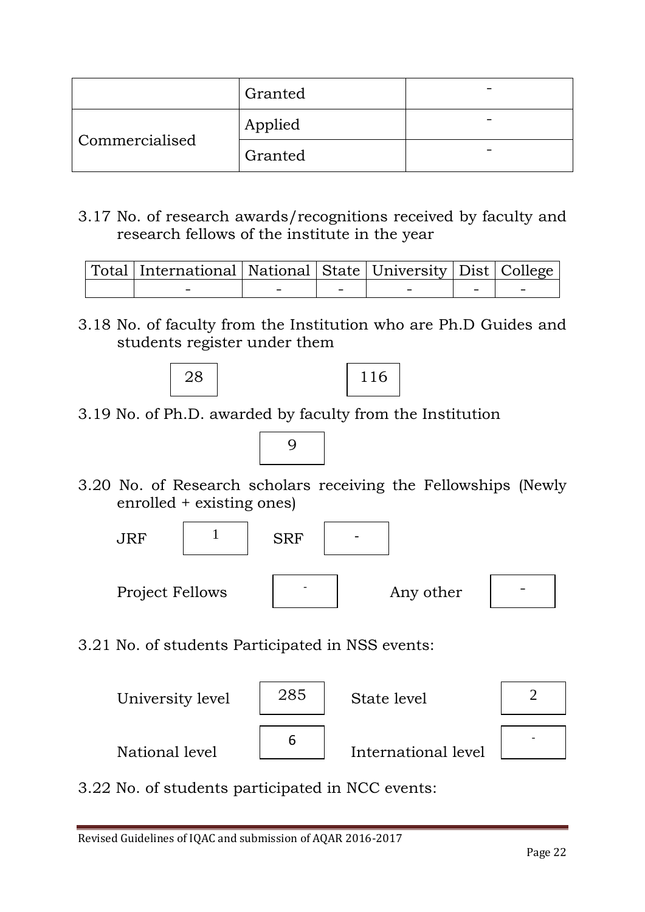| | Granted | - |
|---|---|---|
| Commercialised | Applied | - |
| | Granted | - |

3.17 No. of research awards/recognitions received by faculty and research fellows of the institute in the year

| Total | International | National | State | University | Dist | College |
|---|---|---|---|---|---|---|
| | - | - | - | - | - | - |

3.18 No. of faculty from the Institution who are Ph.D Guides and students register under them

28 116

3.19 No. of Ph.D. awarded by faculty from the Institution

9

3.20 No. of Research scholars receiving the Fellowships (Newly enrolled + existing ones)

JRF 1 SRF -

Project Fellows - Any other -

3.21 No. of students Participated in NSS events:

University level 285 State level 2

National level 6 International level -

3.22 No. of students participated in NCC events: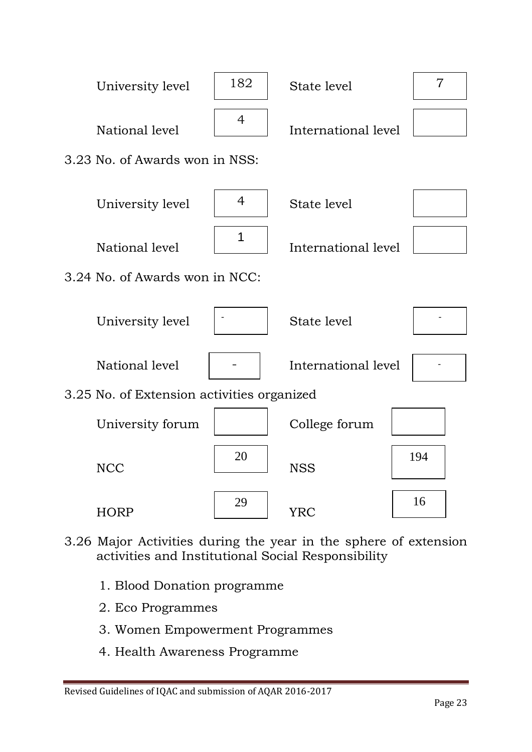| | | | |
|---|---|---|---|
| University level | 182 | State level | 7 |
| National level | 4 | International level | |

3.23 No. of Awards won in NSS:

| | | | |
|---|---|---|---|
| University level | 4 | State level | |
| National level | 1 | International level | |

3.24 No. of Awards won in NCC:

| | | | |
|---|---|---|---|
| University level | - | State level | - |
| National level | - | International level | - |

3.25 No. of Extension activities organized

| | | | |
|---|---|---|---|
| University forum | | College forum | |
| NCC | 20 | NSS | 194 |
| HORP | 29 | YRC | 16 |

3.26 Major Activities during the year in the sphere of extension activities and Institutional Social Responsibility

1. Blood Donation programme
2. Eco Programmes
3. Women Empowerment Programmes
4. Health Awareness Programme

Revised Guidelines of IQAC and submission of AQAR 2016-2017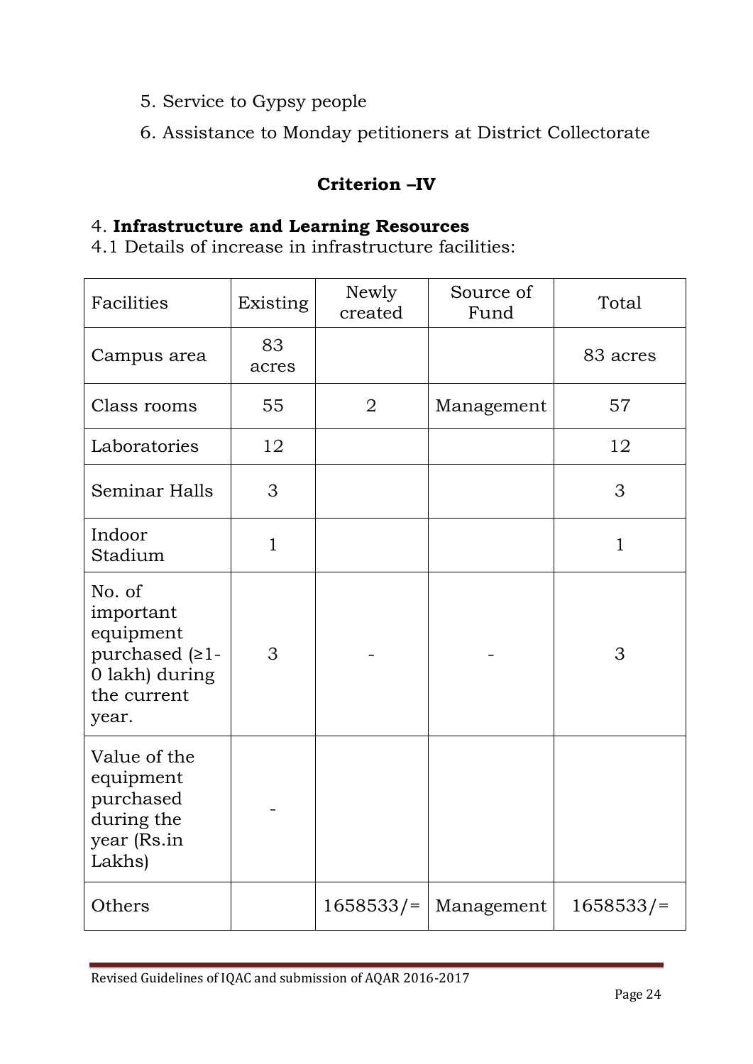5. Service to Gypsy people
6. Assistance to Monday petitioners at District Collectorate

## Criterion –IV

### 4. **Infrastructure and Learning Resources**

4.1 Details of increase in infrastructure facilities:

| Facilities | Existing | Newly created | Source of Fund | Total |
|---|---|---|---|---|
| Campus area | 83 acres | | | 83 acres |
| Class rooms | 55 | 2 | Management | 57 |
| Laboratories | 12 | | | 12 |
| Seminar Halls | 3 | | | 3 |
| Indoor Stadium | 1 | | | 1 |
| No. of important equipment purchased (≥1-0 lakh) during the current year. | 3 | - | - | 3 |
| Value of the equipment purchased during the year (Rs.in Lakhs) | - | | | |
| Others | | 1658533/= | Management | 1658533/= |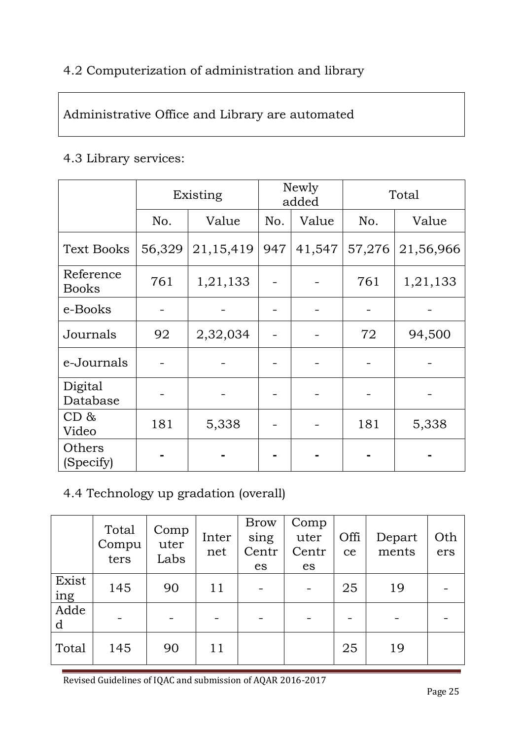4.2 Computerization of administration and library

Administrative Office and Library are automated

4.3 Library services:

| | Existing | | Newly added | | Total | |
|---|---|---|---|---|---|---|
| | No. | Value | No. | Value | No. | Value |
| Text Books | 56,329 | 21,15,419 | 947 | 41,547 | 57,276 | 21,56,966 |
| Reference Books | 761 | 1,21,133 | - | - | 761 | 1,21,133 |
| e-Books | - | - | - | - | - | - |
| Journals | 92 | 2,32,034 | - | - | 72 | 94,500 |
| e-Journals | - | - | - | - | - | - |
| Digital Database | - | - | - | - | - | - |
| CD & Video | 181 | 5,338 | - | - | 181 | 5,338 |
| Others (Specify) | - | - | - | - | - | - |

4.4 Technology up gradation (overall)

| | Total Computers | Computer Labs | Internet | Browsing Centres | Computer Centres | Office | Departments | Others |
|---|---|---|---|---|---|---|---|---|
| Existing | 145 | 90 | 11 | - | - | 25 | 19 | - |
| Added | - | - | - | - | - | - | - | - |
| Total | 145 | 90 | 11 | | | 25 | 19 | |

Revised Guidelines of IQAC and submission of AQAR 2016-2017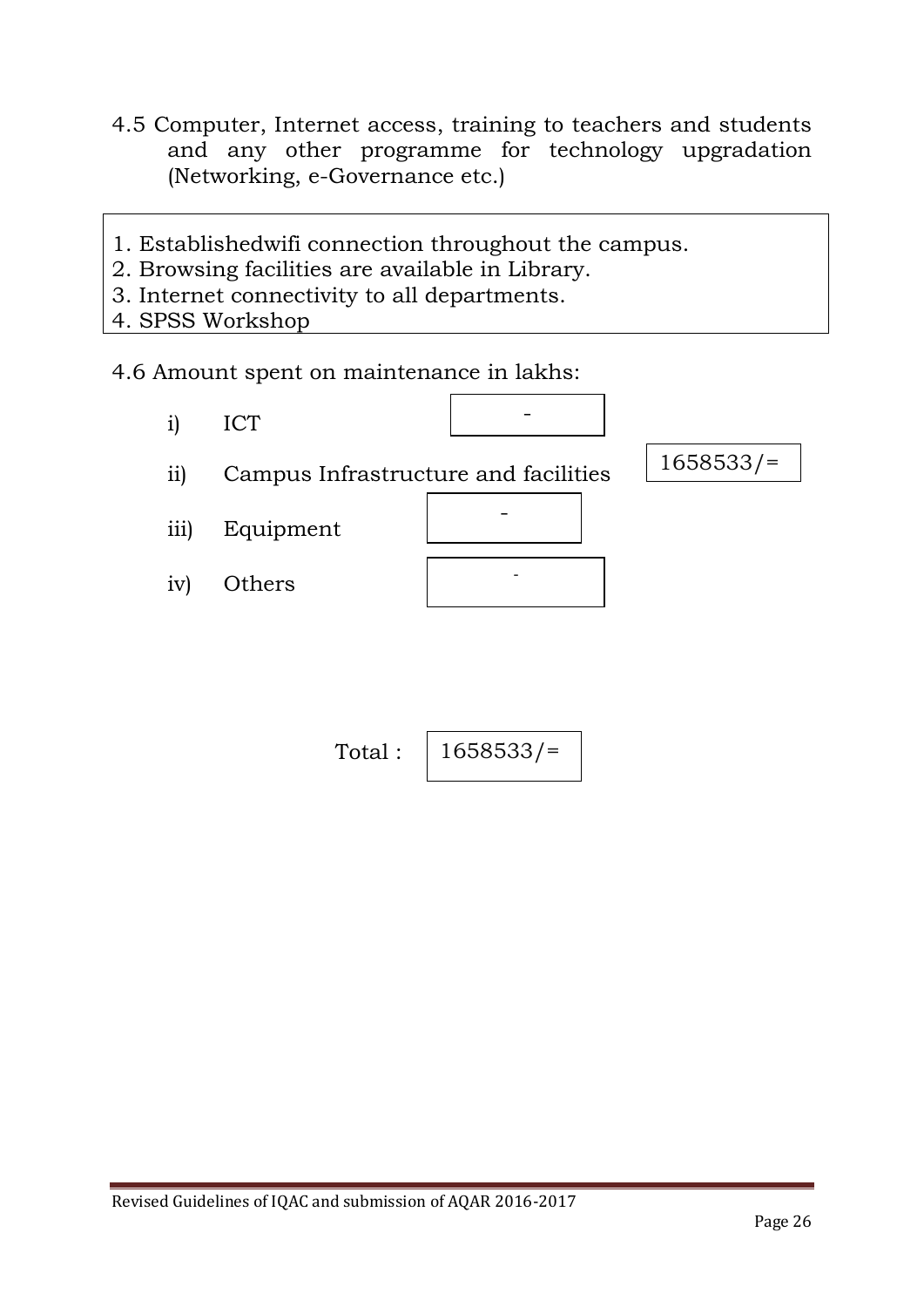4.5 Computer, Internet access, training to teachers and students and any other programme for technology upgradation (Networking, e-Governance etc.)

1. Establishedwifi connection throughout the campus.
2. Browsing facilities are available in Library.
3. Internet connectivity to all departments.
4. SPSS Workshop

4.6 Amount spent on maintenance in lakhs:

| | Item | Amount |
|---|---|---|
| i) | ICT | - |
| ii) | Campus Infrastructure and facilities | 1658533/= |
| iii) | Equipment | - |
| iv) | Others | - |
| | Total : | 1658533/= |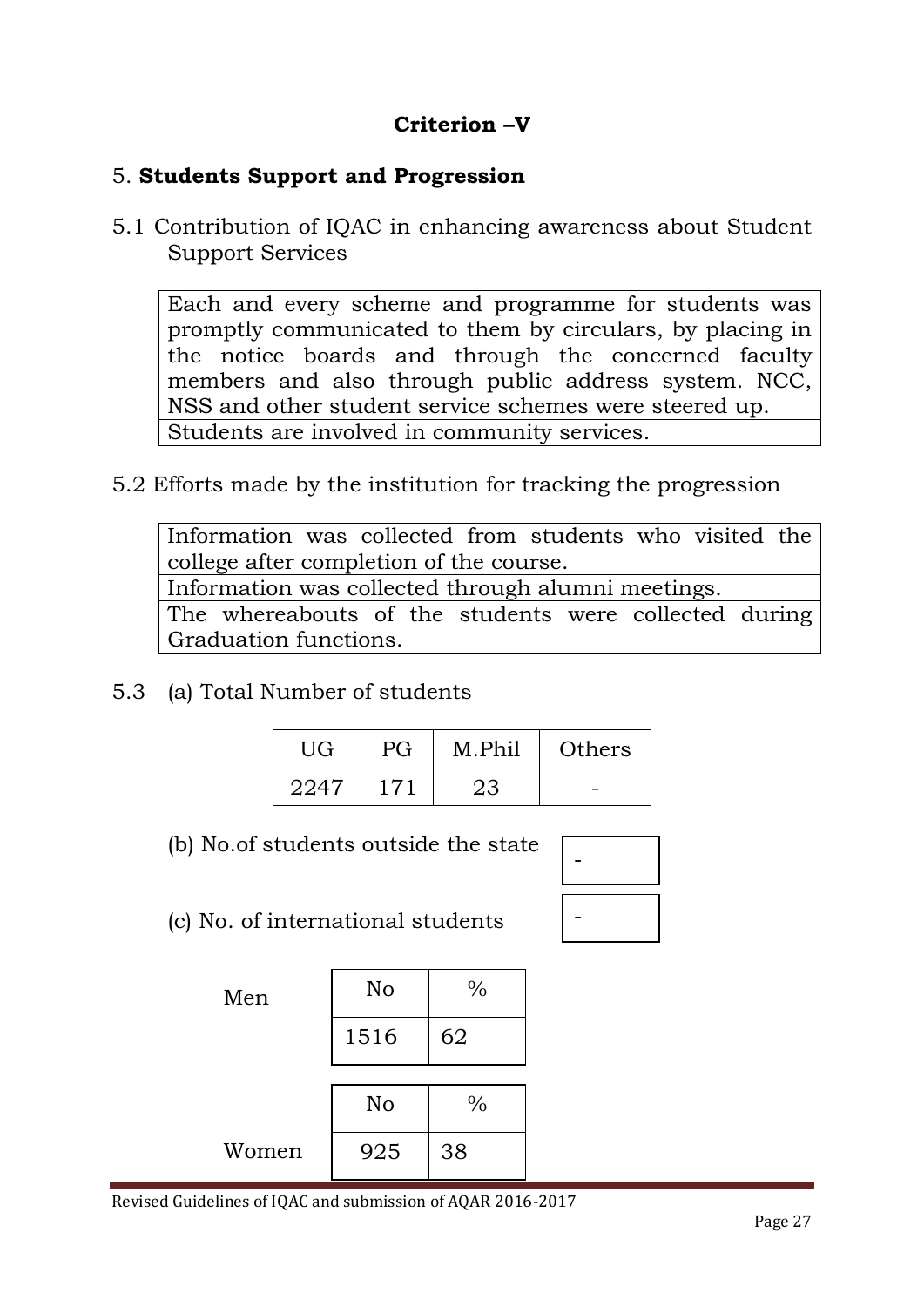## Criterion –V

### 5. **Students Support and Progression**

5.1 Contribution of IQAC in enhancing awareness about Student Support Services

| Each and every scheme and programme for students was promptly communicated to them by circulars, by placing in the notice boards and through the concerned faculty members and also through public address system. NCC, NSS and other student service schemes were steered up. |
|---|
| Students are involved in community services. |

5.2 Efforts made by the institution for tracking the progression

| Information was collected from students who visited the college after completion of the course. |
|---|
| Information was collected through alumni meetings. |
| The whereabouts of the students were collected during Graduation functions. |

5.3 (a) Total Number of students

| UG | PG | M.Phil | Others |
|---|---|---|---|
| 2247 | 171 | 23 | - |

(b) No.of students outside the state: -

(c) No. of international students: -

Men

| No | % |
|---|---|
| 1516 | 62 |

Women

| No | % |
|---|---|
| 925 | 38 |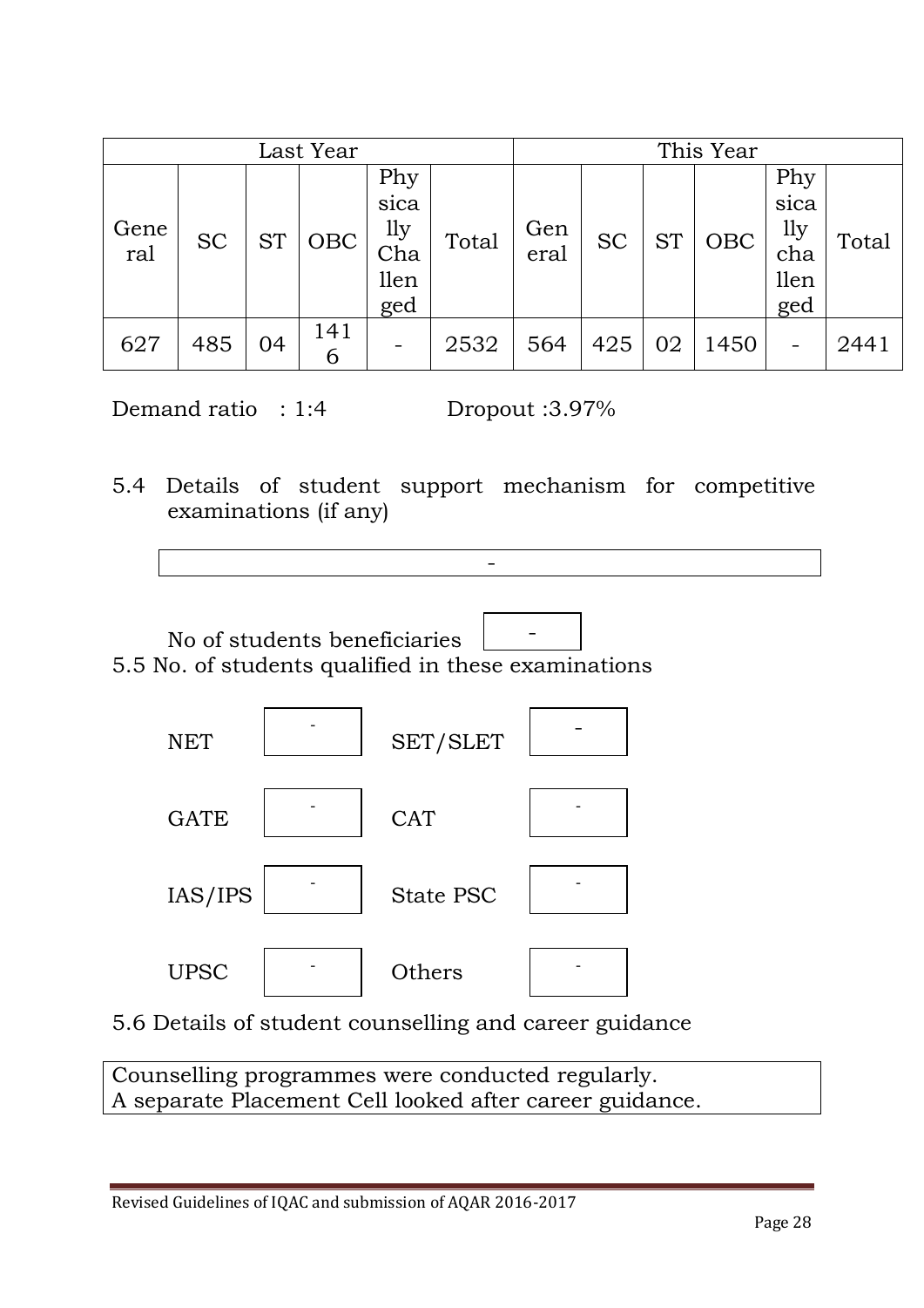| Last Year | | | | | | This Year | | | | | |
|---|---|---|---|---|---|---|---|---|---|---|---|
| General | SC | ST | OBC | Physically Challenged | Total | General | SC | ST | OBC | Physically challenged | Total |
| 627 | 485 | 04 | 1416 | - | 2532 | 564 | 425 | 02 | 1450 | - | 2441 |

Demand ratio : 1:4 Dropout :3.97%

5.4 Details of student support mechanism for competitive examinations (if any)

-

No of students beneficiaries -

5.5 No. of students qualified in these examinations

| | | | |
|---|---|---|---|
| NET | - | SET/SLET | - |
| GATE | - | CAT | - |
| IAS/IPS | - | State PSC | - |
| UPSC | - | Others | - |

5.6 Details of student counselling and career guidance

Counselling programmes were conducted regularly.
A separate Placement Cell looked after career guidance.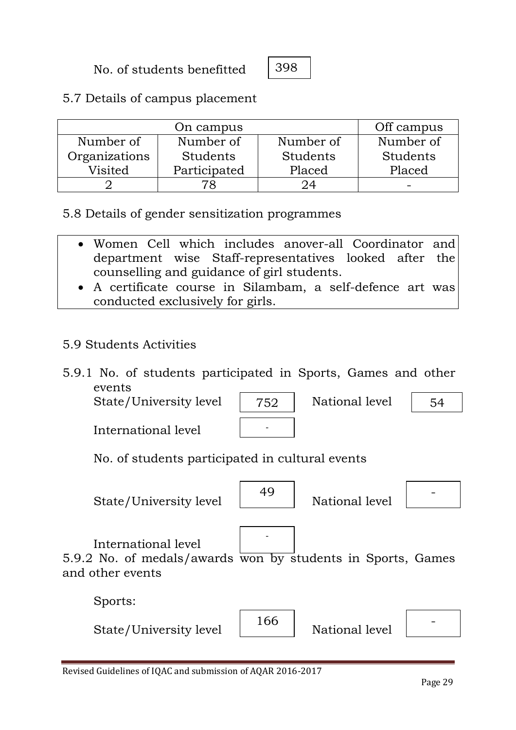No. of students benefitted: 398

5.7 Details of campus placement

| On campus | | | Off campus |
|---|---|---|---|
| Number of Organizations Visited | Number of Students Participated | Number of Students Placed | Number of Students Placed |
| 2 | 78 | 24 | - |

5.8 Details of gender sensitization programmes

- Women Cell which includes anover-all Coordinator and department wise Staff-representatives looked after the counselling and guidance of girl students.
- A certificate course in Silambam, a self-defence art was conducted exclusively for girls.

5.9 Students Activities

5.9.1 No. of students participated in Sports, Games and other events

State/University level: 752 National level: 54

International level: -

No. of students participated in cultural events

State/University level: 49 National level: -

International level: -

5.9.2 No. of medals/awards won by students in Sports, Games and other events

Sports:

State/University level: 166 National level: -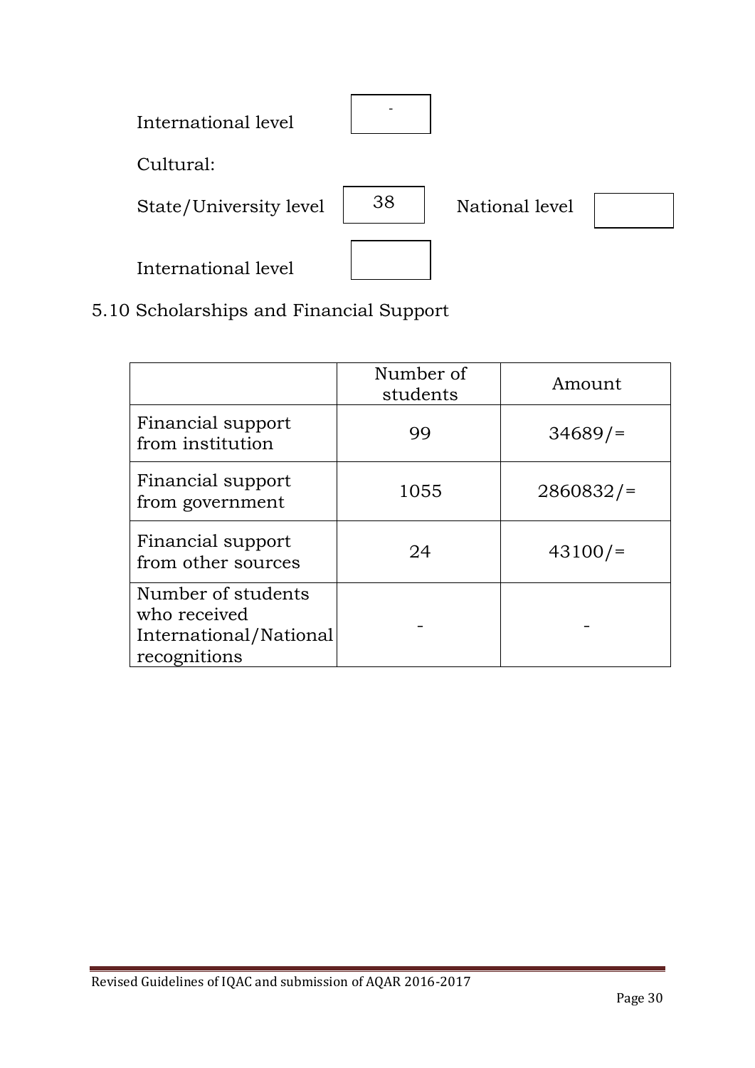International level -

Cultural:

State/University level 38 National level

International level

5.10 Scholarships and Financial Support

| | Number of students | Amount |
|---|---|---|
| Financial support from institution | 99 | 34689/= |
| Financial support from government | 1055 | 2860832/= |
| Financial support from other sources | 24 | 43100/= |
| Number of students who received International/National recognitions | - | - |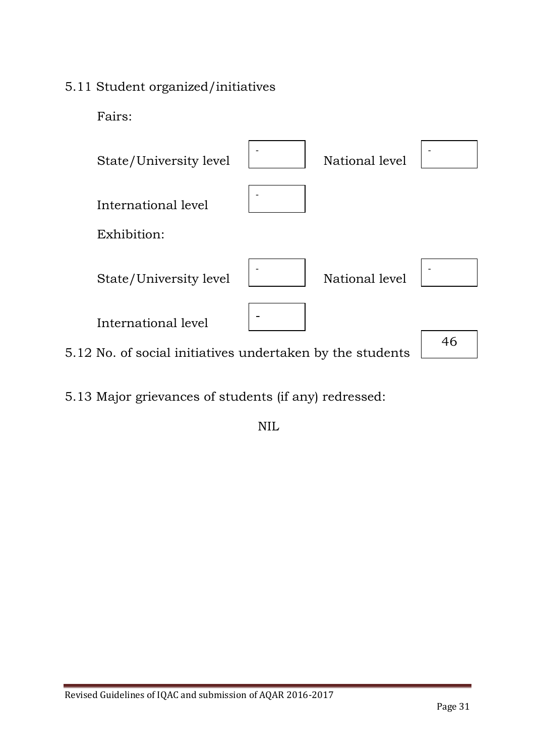5.11 Student organized/initiatives

Fairs:

| | | | |
|---|---|---|---|
| State/University level | - | National level | - |
| International level | - | | |

Exhibition:

| | | | |
|---|---|---|---|
| State/University level | - | National level | - |
| International level | - | | |

5.12 No. of social initiatives undertaken by the students: 46

5.13 Major grievances of students (if any) redressed:

NIL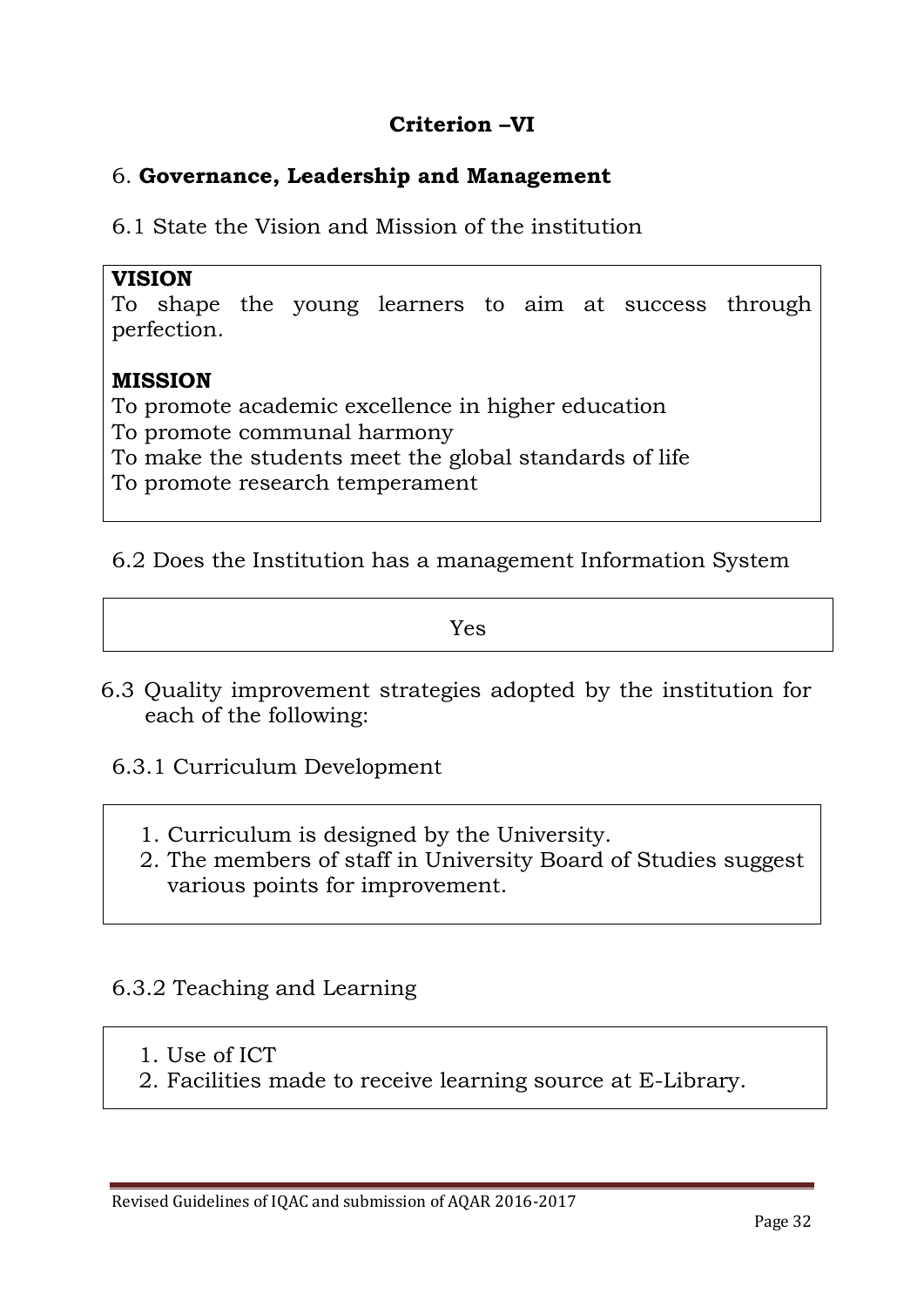## Criterion –VI

### 6. **Governance, Leadership and Management**

6.1 State the Vision and Mission of the institution

**VISION**

To shape the young learners to aim at success through perfection.

**MISSION**

To promote academic excellence in higher education
To promote communal harmony
To make the students meet the global standards of life
To promote research temperament

6.2 Does the Institution has a management Information System

Yes

6.3 Quality improvement strategies adopted by the institution for each of the following:

6.3.1 Curriculum Development

1. Curriculum is designed by the University.
2. The members of staff in University Board of Studies suggest various points for improvement.

6.3.2 Teaching and Learning

1. Use of ICT
2. Facilities made to receive learning source at E-Library.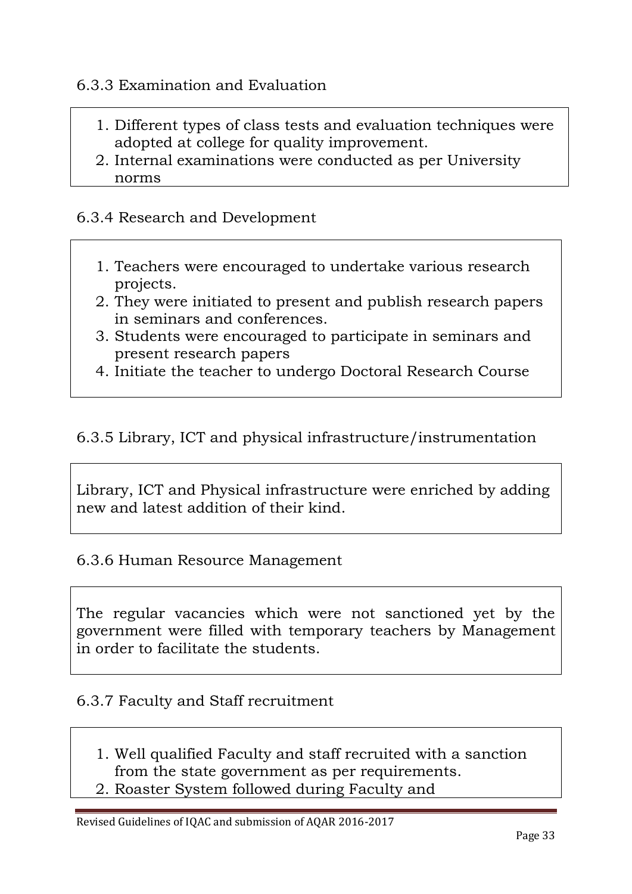6.3.3 Examination and Evaluation

1. Different types of class tests and evaluation techniques were adopted at college for quality improvement.
2. Internal examinations were conducted as per University norms

6.3.4 Research and Development

1. Teachers were encouraged to undertake various research projects.
2. They were initiated to present and publish research papers in seminars and conferences.
3. Students were encouraged to participate in seminars and present research papers
4. Initiate the teacher to undergo Doctoral Research Course

6.3.5 Library, ICT and physical infrastructure/instrumentation

Library, ICT and Physical infrastructure were enriched by adding new and latest addition of their kind.

6.3.6 Human Resource Management

The regular vacancies which were not sanctioned yet by the government were filled with temporary teachers by Management in order to facilitate the students.

6.3.7 Faculty and Staff recruitment

1. Well qualified Faculty and staff recruited with a sanction from the state government as per requirements.
2. Roaster System followed during Faculty and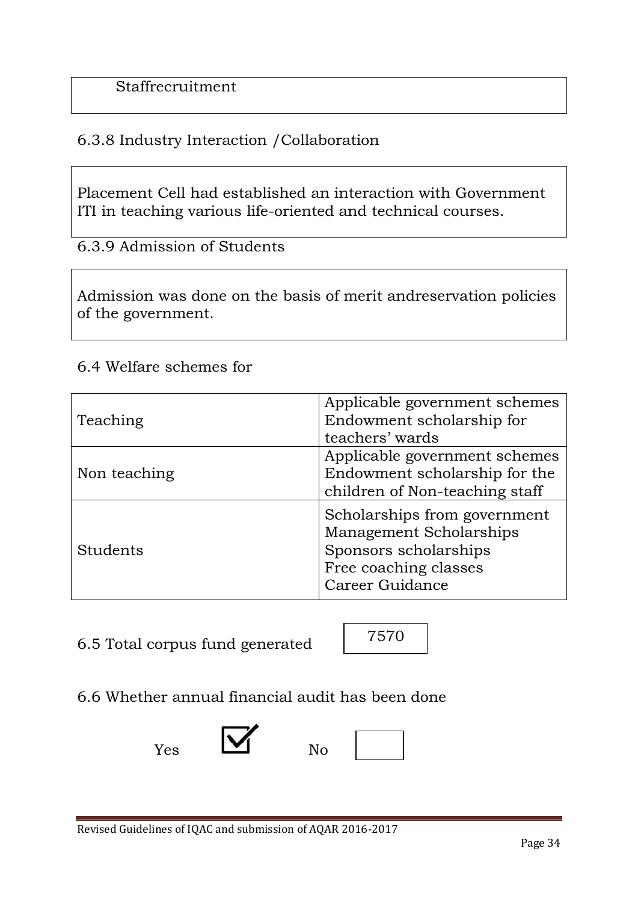Staffrecruitment

6.3.8 Industry Interaction /Collaboration

Placement Cell had established an interaction with Government ITI in teaching various life-oriented and technical courses.

6.3.9 Admission of Students

Admission was done on the basis of merit andreservation policies of the government.

6.4 Welfare schemes for

| | |
|---|---|
| Teaching | Applicable government schemes<br>Endowment scholarship for teachers' wards |
| Non teaching | Applicable government schemes<br>Endowment scholarship for the children of Non-teaching staff |
| Students | Scholarships from government<br>Management Scholarships<br>Sponsors scholarships<br>Free coaching classes<br>Career Guidance |

6.5 Total corpus fund generated 7570

6.6 Whether annual financial audit has been done

Yes ☑ No ☐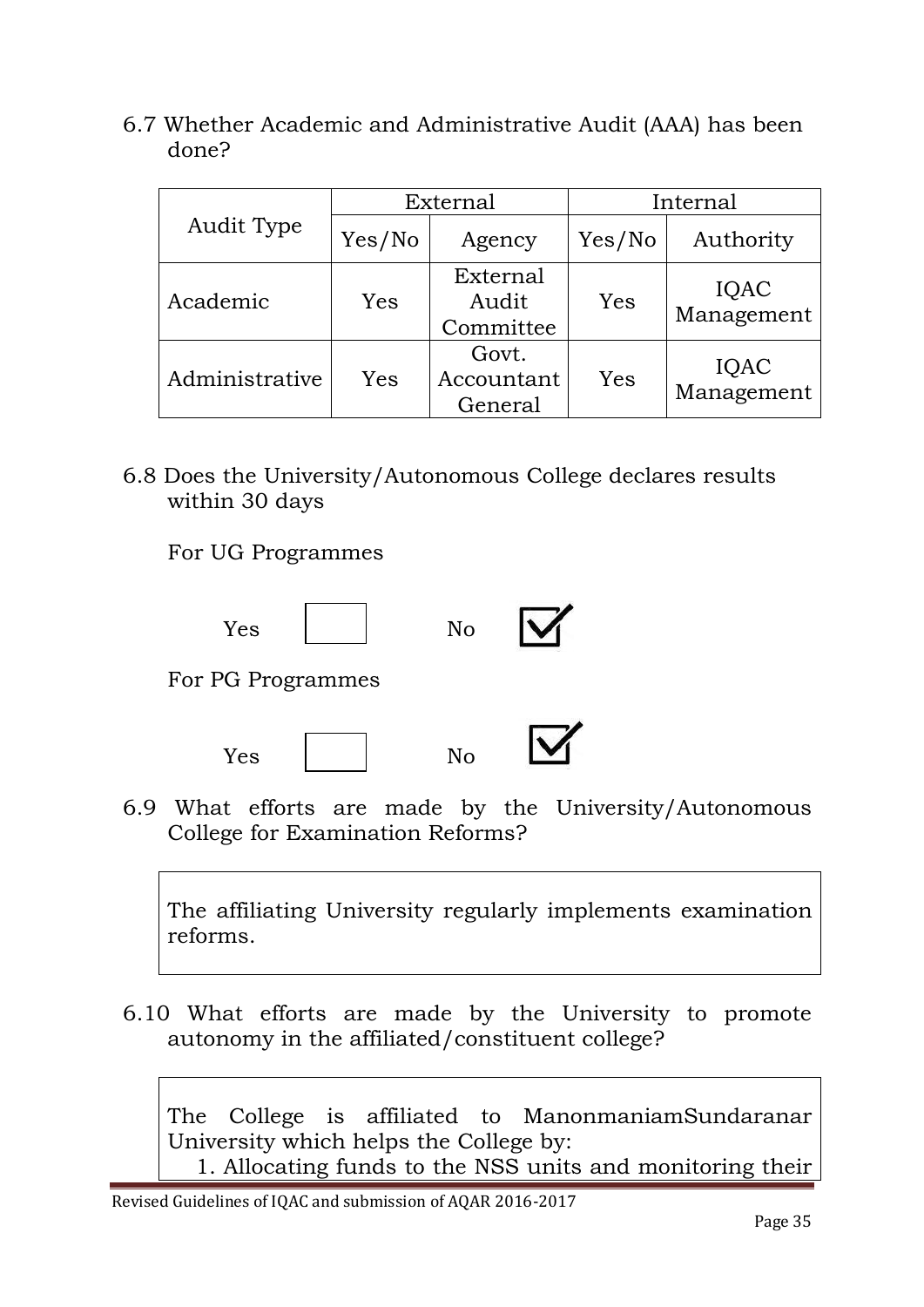6.7 Whether Academic and Administrative Audit (AAA) has been done?

| Audit Type | External | | Internal | |
|---|---|---|---|---|
| | Yes/No | Agency | Yes/No | Authority |
| Academic | Yes | External Audit Committee | Yes | IQAC Management |
| Administrative | Yes | Govt. Accountant General | Yes | IQAC Management |

6.8 Does the University/Autonomous College declares results within 30 days

For UG Programmes

Yes ☐ No ☑

For PG Programmes

Yes ☐ No ☑

6.9 What efforts are made by the University/Autonomous College for Examination Reforms?

The affiliating University regularly implements examination reforms.

6.10 What efforts are made by the University to promote autonomy in the affiliated/constituent college?

The College is affiliated to ManonmaniamSundaranar University which helps the College by:

1. Allocating funds to the NSS units and monitoring their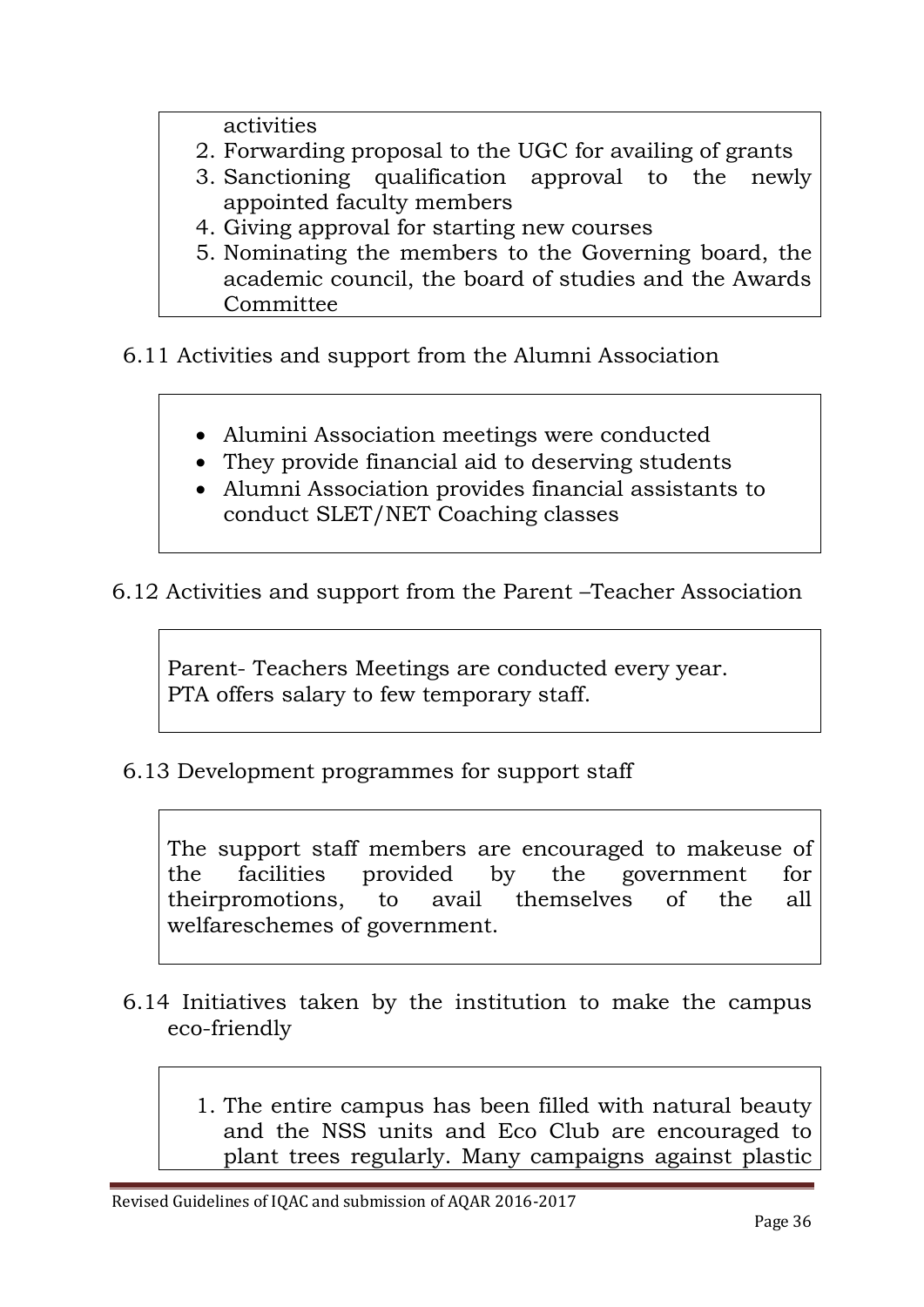activities
2. Forwarding proposal to the UGC for availing of grants
3. Sanctioning qualification approval to the newly appointed faculty members
4. Giving approval for starting new courses
5. Nominating the members to the Governing board, the academic council, the board of studies and the Awards Committee

6.11 Activities and support from the Alumni Association

- Alumini Association meetings were conducted
- They provide financial aid to deserving students
- Alumni Association provides financial assistants to conduct SLET/NET Coaching classes

6.12 Activities and support from the Parent –Teacher Association

Parent- Teachers Meetings are conducted every year.
PTA offers salary to few temporary staff.

6.13 Development programmes for support staff

The support staff members are encouraged to makeuse of the facilities provided by the government for theirpromotions, to avail themselves of the all welfareschemes of government.

6.14 Initiatives taken by the institution to make the campus eco-friendly

1. The entire campus has been filled with natural beauty and the NSS units and Eco Club are encouraged to plant trees regularly. Many campaigns against plastic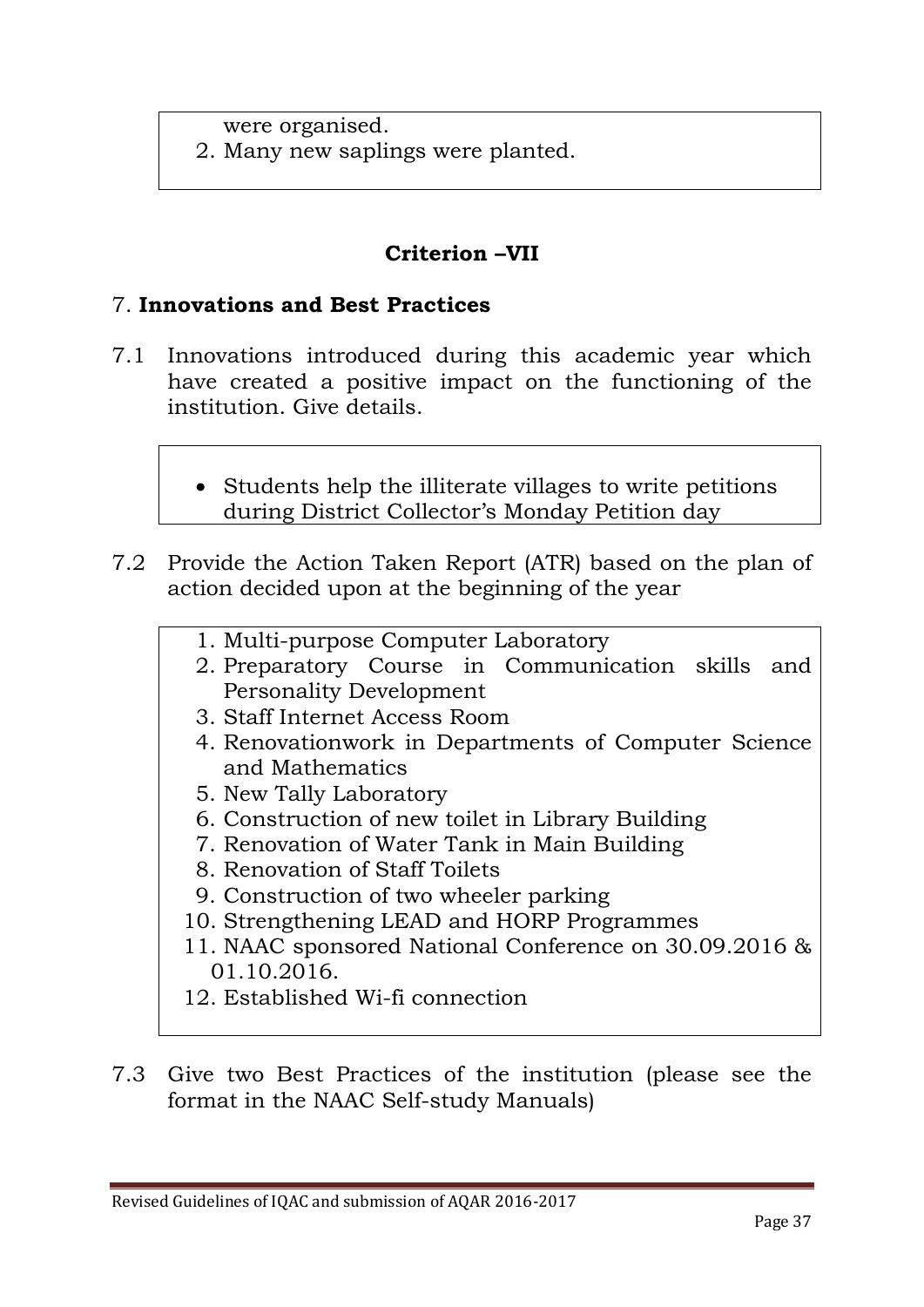were organised.

2. Many new saplings were planted.

## Criterion –VII

### 7. **Innovations and Best Practices**

7.1 Innovations introduced during this academic year which have created a positive impact on the functioning of the institution. Give details.

- Students help the illiterate villages to write petitions during District Collector's Monday Petition day

7.2 Provide the Action Taken Report (ATR) based on the plan of action decided upon at the beginning of the year

1. Multi-purpose Computer Laboratory
2. Preparatory Course in Communication skills and Personality Development
3. Staff Internet Access Room
4. Renovationwork in Departments of Computer Science and Mathematics
5. New Tally Laboratory
6. Construction of new toilet in Library Building
7. Renovation of Water Tank in Main Building
8. Renovation of Staff Toilets
9. Construction of two wheeler parking
10. Strengthening LEAD and HORP Programmes
11. NAAC sponsored National Conference on 30.09.2016 & 01.10.2016.
12. Established Wi-fi connection

7.3 Give two Best Practices of the institution (please see the format in the NAAC Self-study Manuals)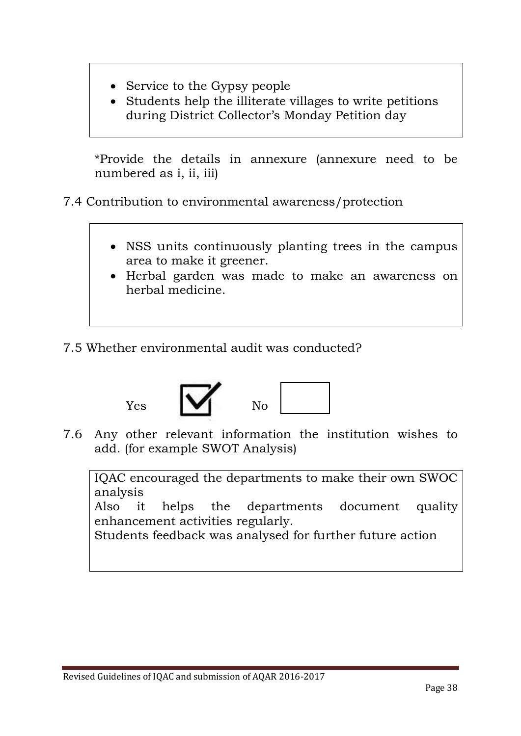- Service to the Gypsy people
- Students help the illiterate villages to write petitions during District Collector's Monday Petition day

*Provide the details in annexure (annexure need to be numbered as i, ii, iii)

7.4 Contribution to environmental awareness/protection

- NSS units continuously planting trees in the campus area to make it greener.
- Herbal garden was made to make an awareness on herbal medicine.

7.5 Whether environmental audit was conducted?

Yes ☑ No ☐

7.6 Any other relevant information the institution wishes to add. (for example SWOT Analysis)

IQAC encouraged the departments to make their own SWOC analysis
Also it helps the departments document quality enhancement activities regularly.
Students feedback was analysed for further future action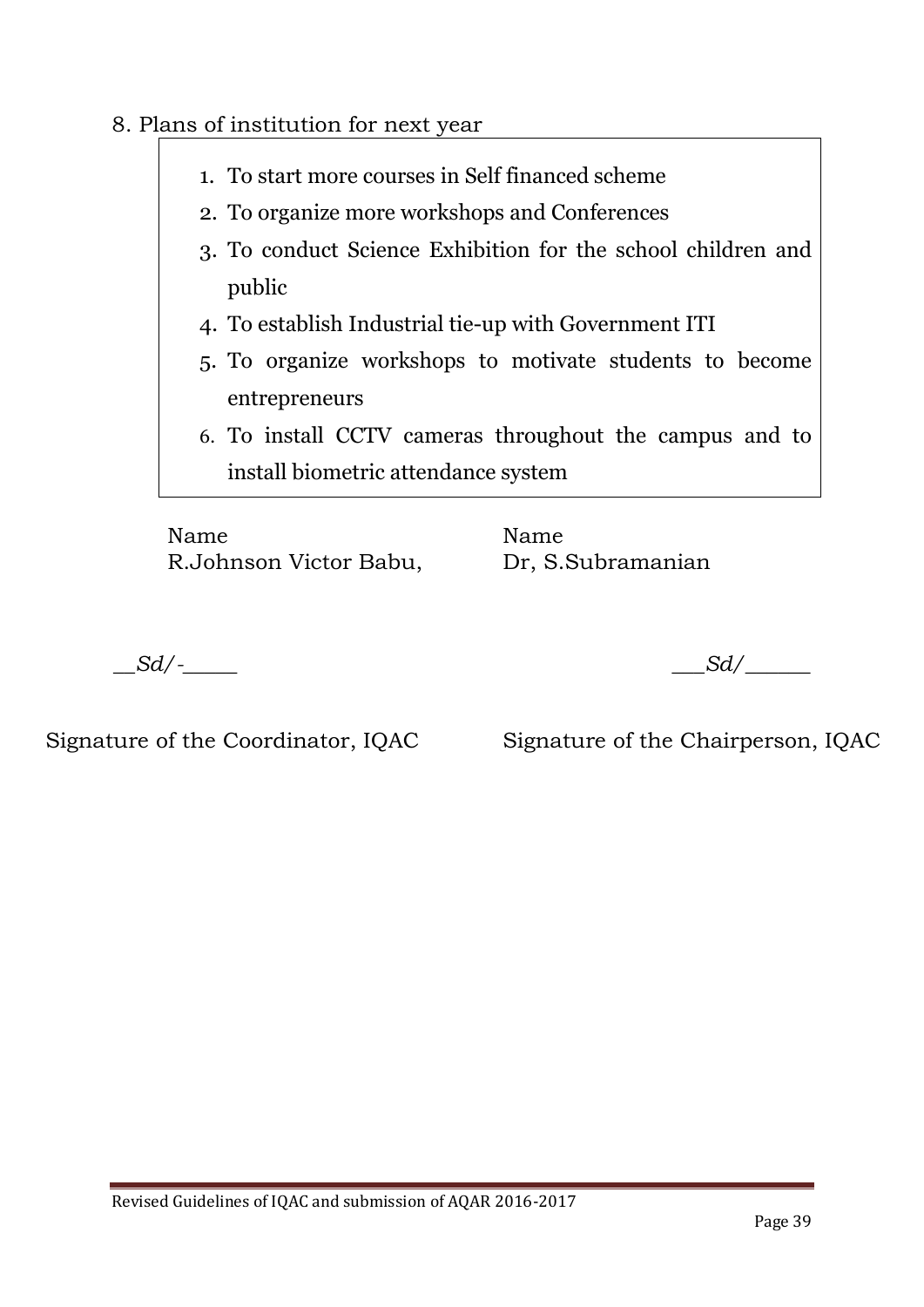8. Plans of institution for next year

1. To start more courses in Self financed scheme
2. To organize more workshops and Conferences
3. To conduct Science Exhibition for the school children and public
4. To establish Industrial tie-up with Government ITI
5. To organize workshops to motivate students to become entrepreneurs
6. To install CCTV cameras throughout the campus and to install biometric attendance system

| Name | Name |
|---|---|
| R.Johnson Victor Babu, | Dr, S.Subramanian |
| __*Sd/-*____ | ___*Sd/*_____ |
| Signature of the Coordinator, IQAC | Signature of the Chairperson, IQAC |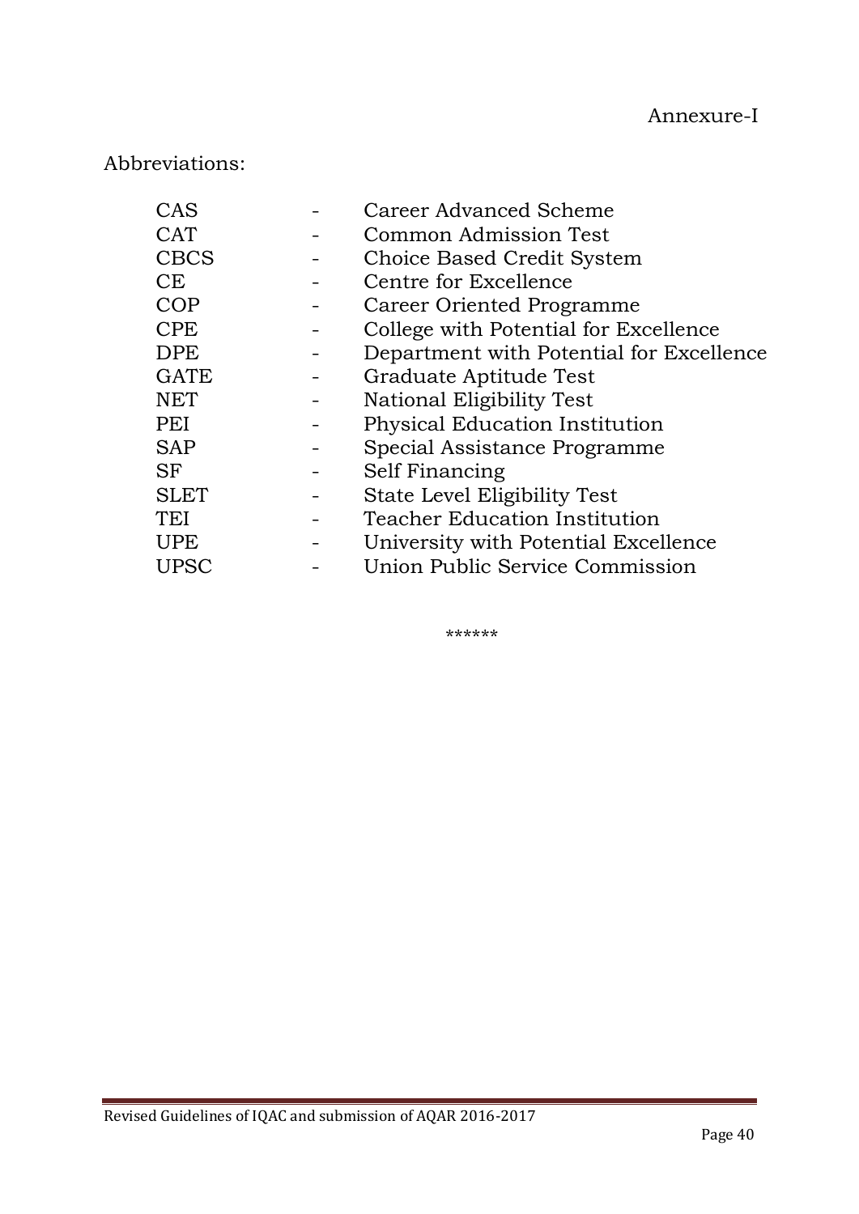Annexure-I

Abbreviations:

| | | |
|---|---|---|
| CAS | - | Career Advanced Scheme |
| CAT | - | Common Admission Test |
| CBCS | - | Choice Based Credit System |
| CE | - | Centre for Excellence |
| COP | - | Career Oriented Programme |
| CPE | - | College with Potential for Excellence |
| DPE | - | Department with Potential for Excellence |
| GATE | - | Graduate Aptitude Test |
| NET | - | National Eligibility Test |
| PEI | - | Physical Education Institution |
| SAP | - | Special Assistance Programme |
| SF | - | Self Financing |
| SLET | - | State Level Eligibility Test |
| TEI | - | Teacher Education Institution |
| UPE | - | University with Potential Excellence |
| UPSC | - | Union Public Service Commission |

******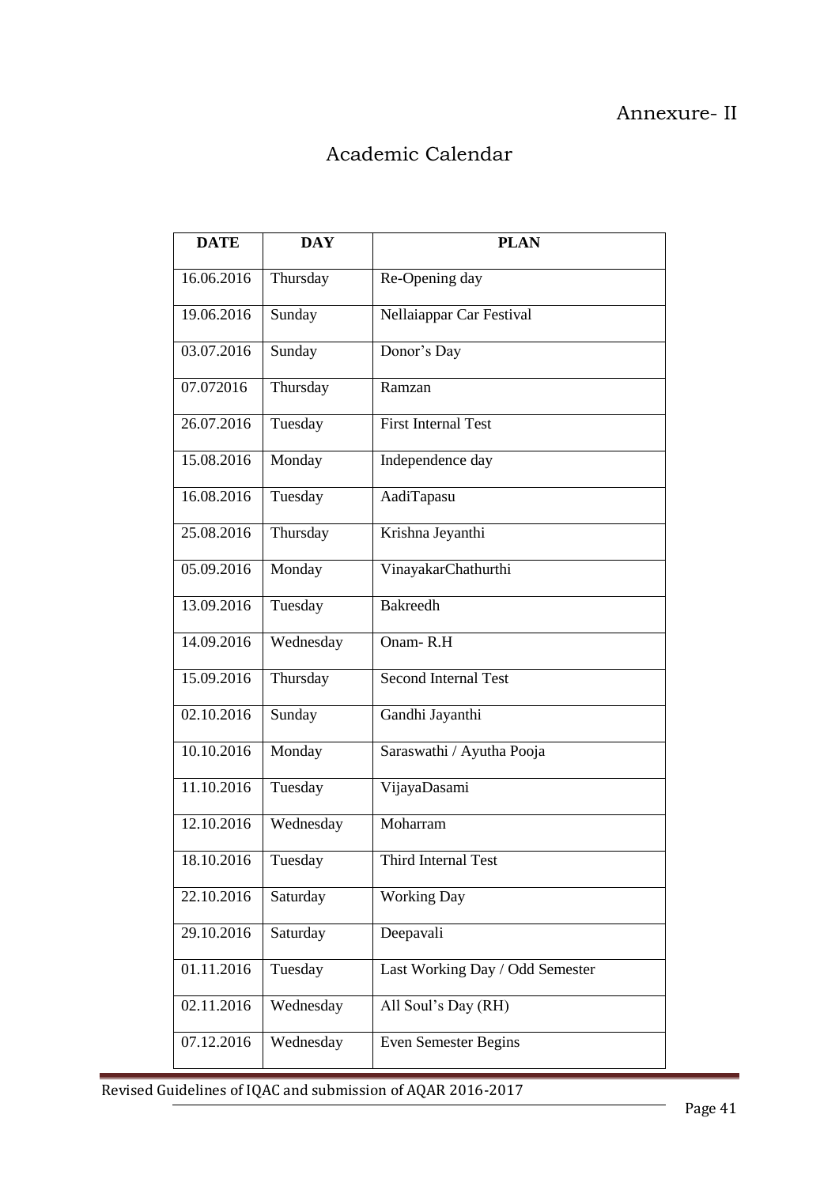Annexure- II

# Academic Calendar

| DATE | DAY | PLAN |
|---|---|---|
| 16.06.2016 | Thursday | Re-Opening day |
| 19.06.2016 | Sunday | Nellaiappar Car Festival |
| 03.07.2016 | Sunday | Donor's Day |
| 07.072016 | Thursday | Ramzan |
| 26.07.2016 | Tuesday | First Internal Test |
| 15.08.2016 | Monday | Independence day |
| 16.08.2016 | Tuesday | AadiTapasu |
| 25.08.2016 | Thursday | Krishna Jeyanthi |
| 05.09.2016 | Monday | VinayakarChathurthi |
| 13.09.2016 | Tuesday | Bakreedh |
| 14.09.2016 | Wednesday | Onam- R.H |
| 15.09.2016 | Thursday | Second Internal Test |
| 02.10.2016 | Sunday | Gandhi Jayanthi |
| 10.10.2016 | Monday | Saraswathi / Ayutha Pooja |
| 11.10.2016 | Tuesday | VijayaDasami |
| 12.10.2016 | Wednesday | Moharram |
| 18.10.2016 | Tuesday | Third Internal Test |
| 22.10.2016 | Saturday | Working Day |
| 29.10.2016 | Saturday | Deepavali |
| 01.11.2016 | Tuesday | Last Working Day / Odd Semester |
| 02.11.2016 | Wednesday | All Soul's Day (RH) |
| 07.12.2016 | Wednesday | Even Semester Begins |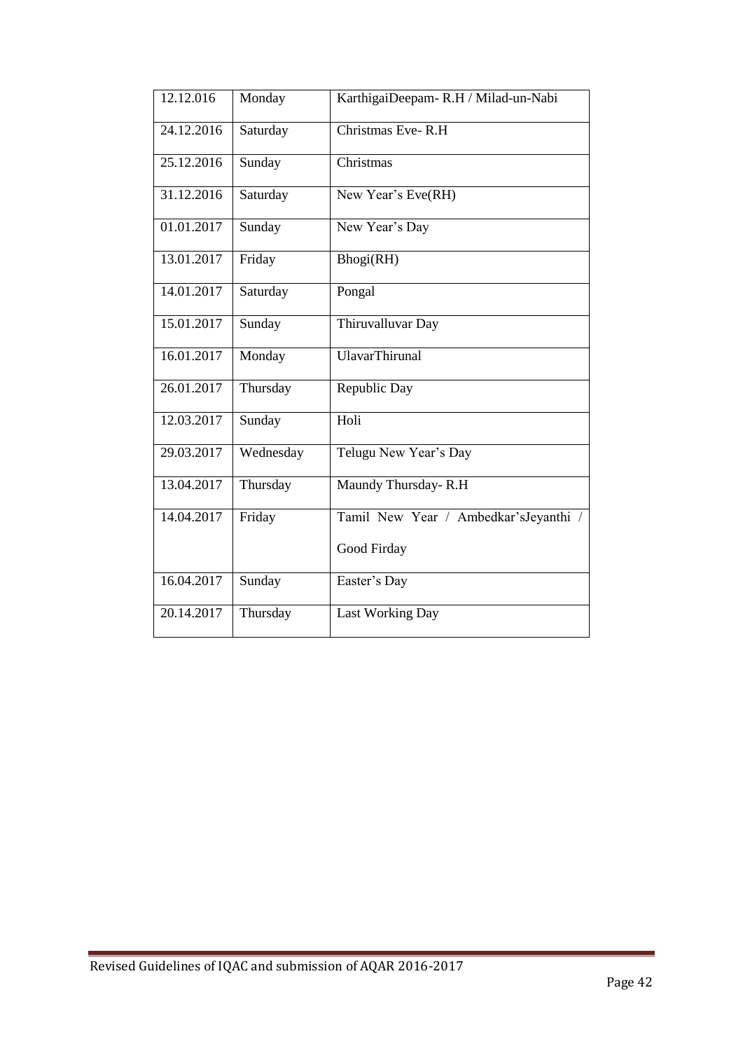| | | |
|---|---|---|
| 12.12.016 | Monday | KarthigaiDeepam- R.H / Milad-un-Nabi |
| 24.12.2016 | Saturday | Christmas Eve- R.H |
| 25.12.2016 | Sunday | Christmas |
| 31.12.2016 | Saturday | New Year's Eve(RH) |
| 01.01.2017 | Sunday | New Year's Day |
| 13.01.2017 | Friday | Bhogi(RH) |
| 14.01.2017 | Saturday | Pongal |
| 15.01.2017 | Sunday | Thiruvalluvar Day |
| 16.01.2017 | Monday | UlavarThirunal |
| 26.01.2017 | Thursday | Republic Day |
| 12.03.2017 | Sunday | Holi |
| 29.03.2017 | Wednesday | Telugu New Year's Day |
| 13.04.2017 | Thursday | Maundy Thursday- R.H |
| 14.04.2017 | Friday | Tamil New Year / Ambedkar'sJeyanthi / Good Firday |
| 16.04.2017 | Sunday | Easter's Day |
| 20.14.2017 | Thursday | Last Working Day |